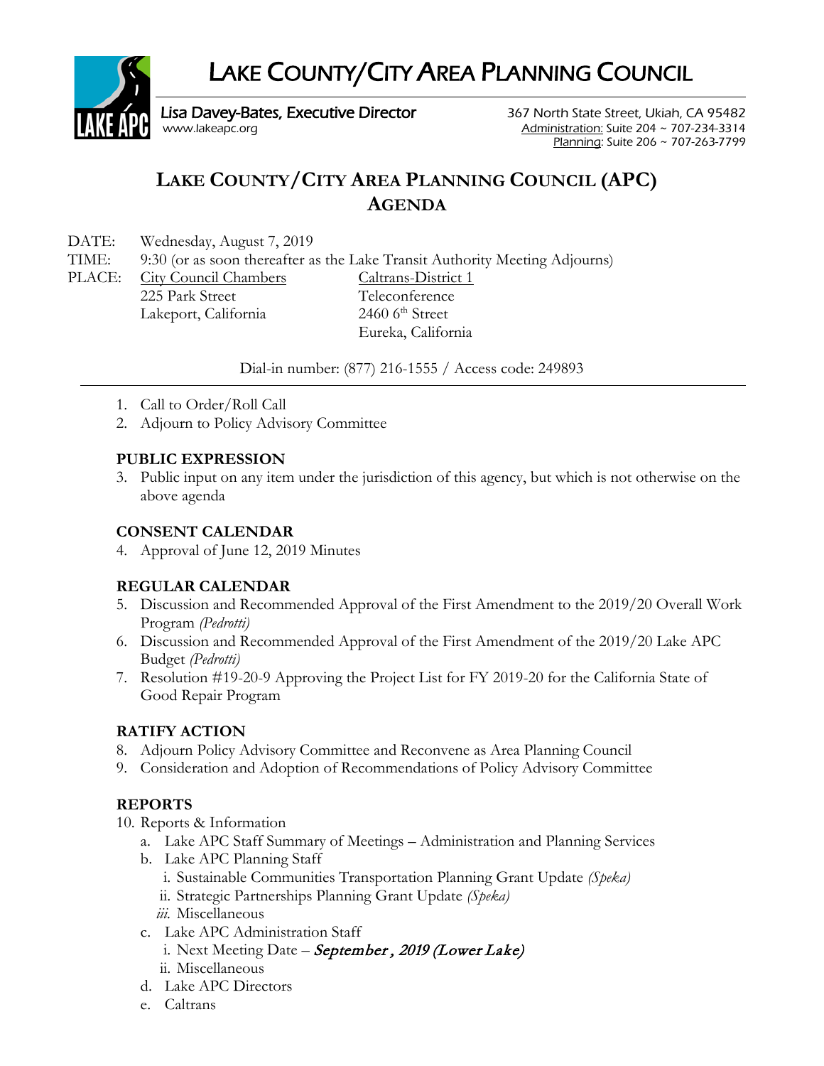# LAKE COUNTY/CITY AREA PLANNING COUNCIL

Lisa Davey-Bates, Executive Director
www.lakeapc.org

367 North State Street, Ukiah, CA 95482
Administration: Suite 204 ~ 707-234-3314
Planning: Suite 206 ~ 707-263-7799

## LAKE COUNTY/CITY AREA PLANNING COUNCIL (APC) AGENDA

DATE: Wednesday, August 7, 2019

TIME: 9:30 (or as soon thereafter as the Lake Transit Authority Meeting Adjourns)

PLACE: City Council Chambers
225 Park Street
Lakeport, California

Caltrans-District 1
Teleconference
2460 6th Street
Eureka, California

Dial-in number: (877) 216-1555 / Access code: 249893

1. Call to Order/Roll Call
2. Adjourn to Policy Advisory Committee

### PUBLIC EXPRESSION

3. Public input on any item under the jurisdiction of this agency, but which is not otherwise on the above agenda

### CONSENT CALENDAR

4. Approval of June 12, 2019 Minutes

### REGULAR CALENDAR

5. Discussion and Recommended Approval of the First Amendment to the 2019/20 Overall Work Program *(Pedrotti)*
6. Discussion and Recommended Approval of the First Amendment of the 2019/20 Lake APC Budget *(Pedrotti)*
7. Resolution #19-20-9 Approving the Project List for FY 2019-20 for the California State of Good Repair Program

### RATIFY ACTION

8. Adjourn Policy Advisory Committee and Reconvene as Area Planning Council
9. Consideration and Adoption of Recommendations of Policy Advisory Committee

### REPORTS

10. Reports & Information
    a. Lake APC Staff Summary of Meetings – Administration and Planning Services
    b. Lake APC Planning Staff
        i. Sustainable Communities Transportation Planning Grant Update *(Speka)*
        ii. Strategic Partnerships Planning Grant Update *(Speka)*
        *iii.* Miscellaneous
    c. Lake APC Administration Staff
        i. Next Meeting Date – *September , 2019 (Lower Lake)*
        ii. Miscellaneous
    d. Lake APC Directors
    e. Caltrans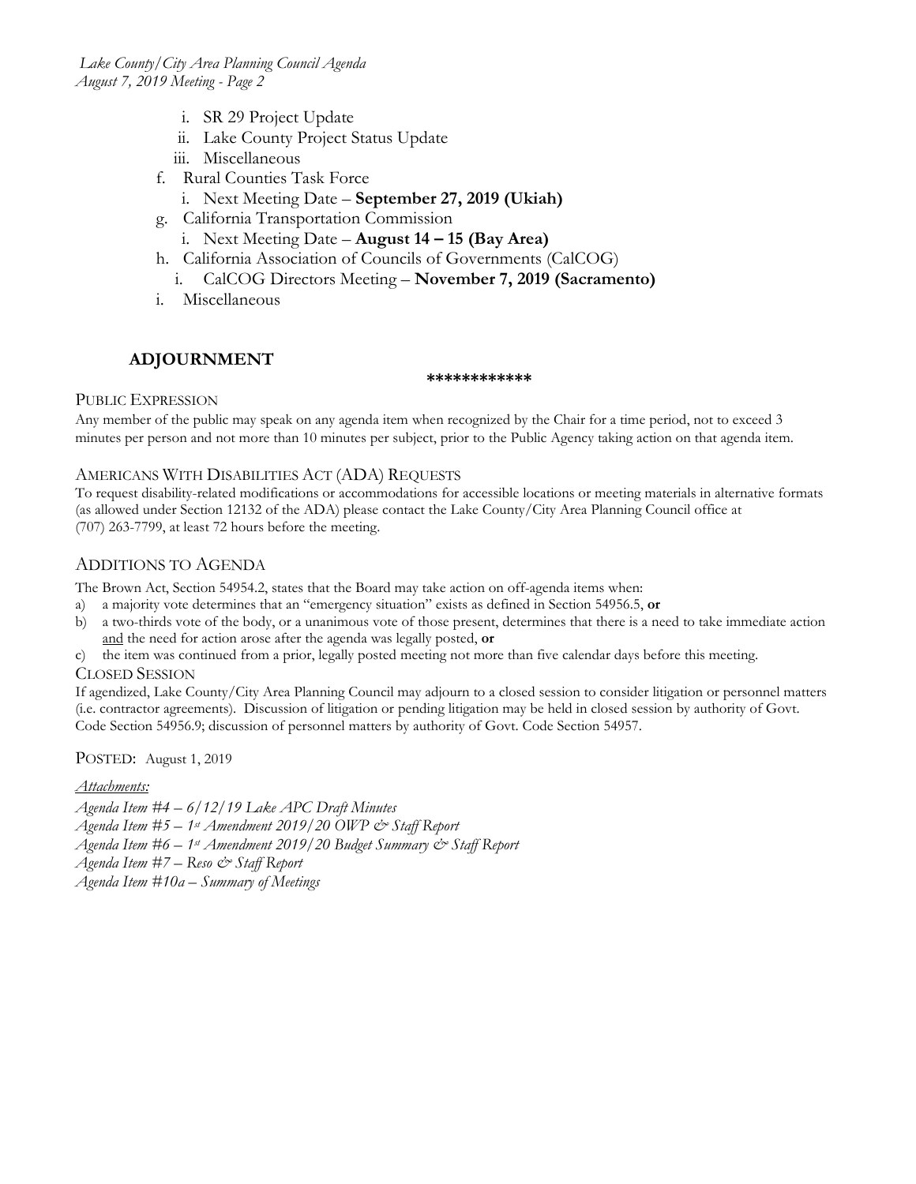i. SR 29 Project Update
   ii. Lake County Project Status Update
   iii. Miscellaneous

f. Rural Counties Task Force
   i. Next Meeting Date – **September 27, 2019 (Ukiah)**

g. California Transportation Commission
   i. Next Meeting Date – **August 14 – 15 (Bay Area)**

h. California Association of Councils of Governments (CalCOG)
   i. CalCOG Directors Meeting – **November 7, 2019 (Sacramento)**

i. Miscellaneous

## ADJOURNMENT

************

PUBLIC EXPRESSION

Any member of the public may speak on any agenda item when recognized by the Chair for a time period, not to exceed 3 minutes per person and not more than 10 minutes per subject, prior to the Public Agency taking action on that agenda item.

AMERICANS WITH DISABILITIES ACT (ADA) REQUESTS

To request disability-related modifications or accommodations for accessible locations or meeting materials in alternative formats (as allowed under Section 12132 of the ADA) please contact the Lake County/City Area Planning Council office at (707) 263-7799, at least 72 hours before the meeting.

## ADDITIONS TO AGENDA

The Brown Act, Section 54954.2, states that the Board may take action on off-agenda items when:

a) a majority vote determines that an "emergency situation" exists as defined in Section 54956.5, **or**
b) a two-thirds vote of the body, or a unanimous vote of those present, determines that there is a need to take immediate action and the need for action arose after the agenda was legally posted, **or**
c) the item was continued from a prior, legally posted meeting not more than five calendar days before this meeting.

CLOSED SESSION

If agendized, Lake County/City Area Planning Council may adjourn to a closed session to consider litigation or personnel matters (i.e. contractor agreements). Discussion of litigation or pending litigation may be held in closed session by authority of Govt. Code Section 54956.9; discussion of personnel matters by authority of Govt. Code Section 54957.

POSTED: August 1, 2019

*Attachments:*

*Agenda Item #4 – 6/12/19 Lake APC Draft Minutes*
*Agenda Item #5 – 1st Amendment 2019/20 OWP & Staff Report*
*Agenda Item #6 – 1st Amendment 2019/20 Budget Summary & Staff Report*
*Agenda Item #7 – Reso & Staff Report*
*Agenda Item #10a – Summary of Meetings*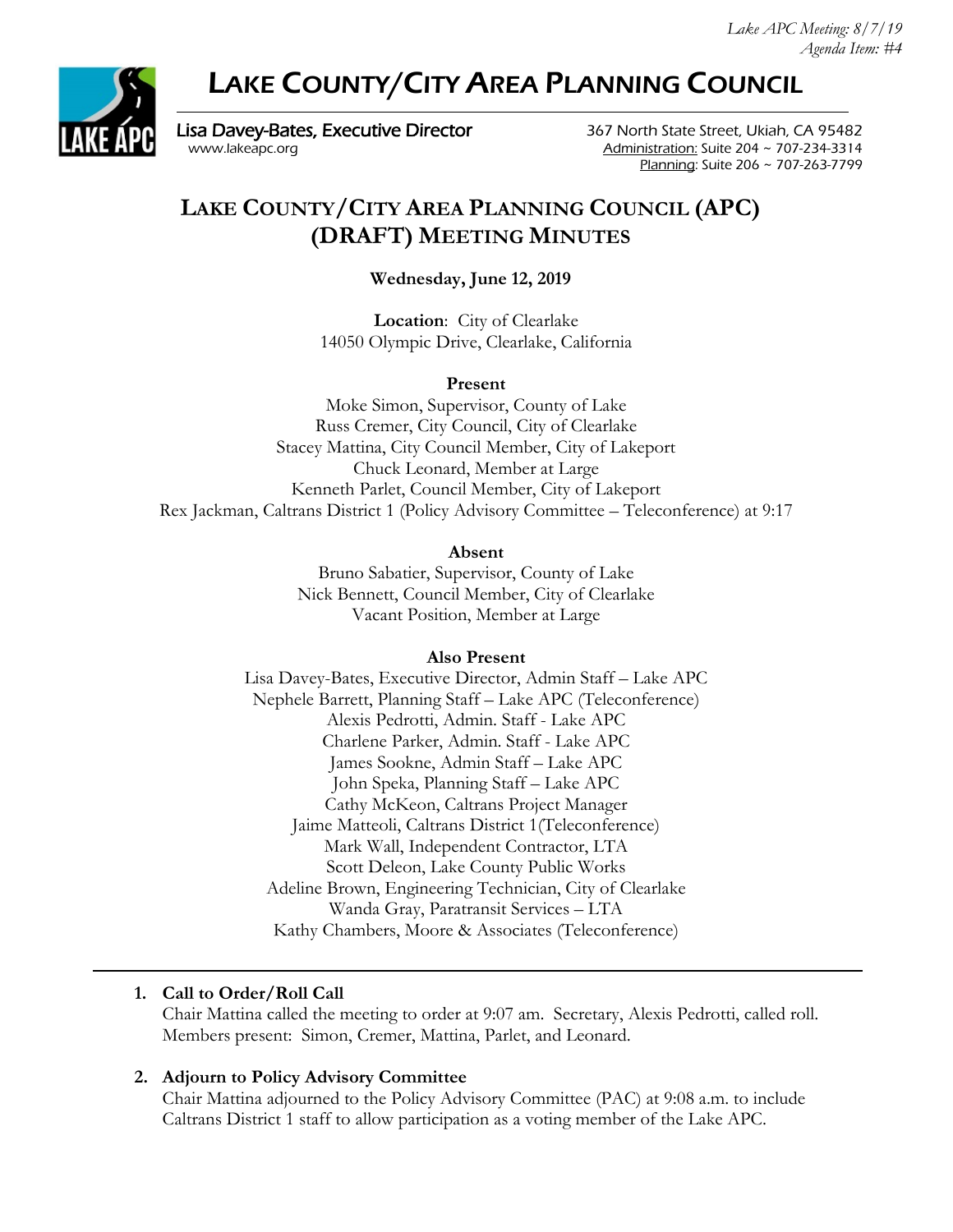*Lake APC Meeting: 8/7/19*
*Agenda Item: #4*

# LAKE COUNTY/CITY AREA PLANNING COUNCIL

Lisa Davey-Bates, Executive Director
www.lakeapc.org

367 North State Street, Ukiah, CA 95482
Administration: Suite 204 ~ 707-234-3314
Planning: Suite 206 ~ 707-263-7799

## LAKE COUNTY/CITY AREA PLANNING COUNCIL (APC) (DRAFT) MEETING MINUTES

**Wednesday, June 12, 2019**

**Location**: City of Clearlake
14050 Olympic Drive, Clearlake, California

**Present**

Moke Simon, Supervisor, County of Lake
Russ Cremer, City Council, City of Clearlake
Stacey Mattina, City Council Member, City of Lakeport
Chuck Leonard, Member at Large
Kenneth Parlet, Council Member, City of Lakeport
Rex Jackman, Caltrans District 1 (Policy Advisory Committee – Teleconference) at 9:17

**Absent**

Bruno Sabatier, Supervisor, County of Lake
Nick Bennett, Council Member, City of Clearlake
Vacant Position, Member at Large

**Also Present**

Lisa Davey-Bates, Executive Director, Admin Staff – Lake APC
Nephele Barrett, Planning Staff – Lake APC (Teleconference)
Alexis Pedrotti, Admin. Staff - Lake APC
Charlene Parker, Admin. Staff - Lake APC
James Sookne, Admin Staff – Lake APC
John Speka, Planning Staff – Lake APC
Cathy McKeon, Caltrans Project Manager
Jaime Matteoli, Caltrans District 1(Teleconference)
Mark Wall, Independent Contractor, LTA
Scott Deleon, Lake County Public Works
Adeline Brown, Engineering Technician, City of Clearlake
Wanda Gray, Paratransit Services – LTA
Kathy Chambers, Moore & Associates (Teleconference)

---

1. **Call to Order/Roll Call**
   Chair Mattina called the meeting to order at 9:07 am. Secretary, Alexis Pedrotti, called roll. Members present: Simon, Cremer, Mattina, Parlet, and Leonard.

2. **Adjourn to Policy Advisory Committee**
   Chair Mattina adjourned to the Policy Advisory Committee (PAC) at 9:08 a.m. to include Caltrans District 1 staff to allow participation as a voting member of the Lake APC.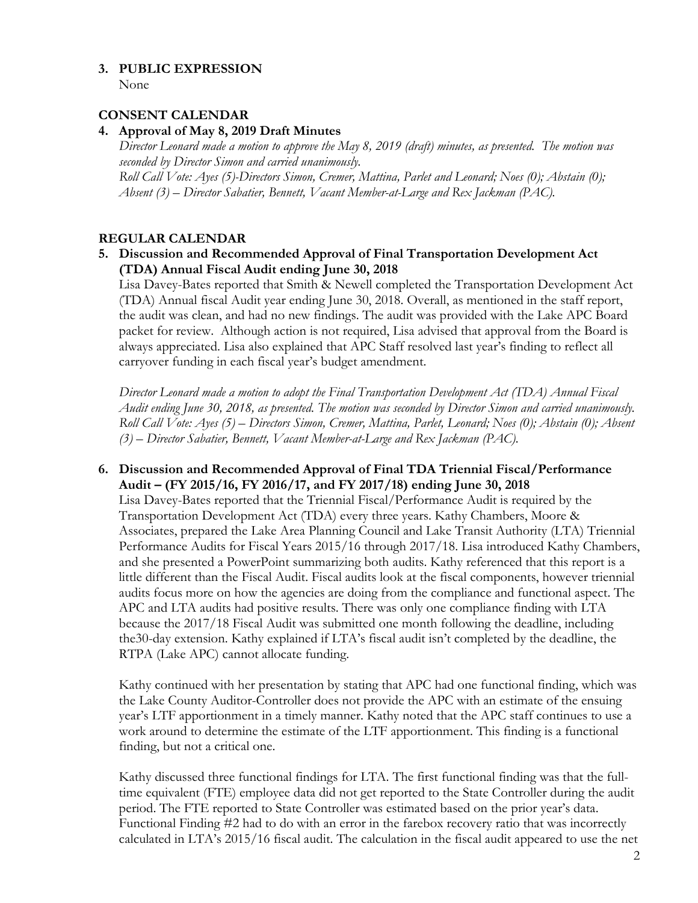**3. PUBLIC EXPRESSION**

None

**CONSENT CALENDAR**

**4. Approval of May 8, 2019 Draft Minutes**

*Director Leonard made a motion to approve the May 8, 2019 (draft) minutes, as presented. The motion was seconded by Director Simon and carried unanimously.*
*Roll Call Vote: Ayes (5)-Directors Simon, Cremer, Mattina, Parlet and Leonard; Noes (0); Abstain (0); Absent (3) – Director Sabatier, Bennett, Vacant Member-at-Large and Rex Jackman (PAC).*

**REGULAR CALENDAR**

**5. Discussion and Recommended Approval of Final Transportation Development Act (TDA) Annual Fiscal Audit ending June 30, 2018**

Lisa Davey-Bates reported that Smith & Newell completed the Transportation Development Act (TDA) Annual fiscal Audit year ending June 30, 2018. Overall, as mentioned in the staff report, the audit was clean, and had no new findings. The audit was provided with the Lake APC Board packet for review. Although action is not required, Lisa advised that approval from the Board is always appreciated. Lisa also explained that APC Staff resolved last year's finding to reflect all carryover funding in each fiscal year's budget amendment.

*Director Leonard made a motion to adopt the Final Transportation Development Act (TDA) Annual Fiscal Audit ending June 30, 2018, as presented. The motion was seconded by Director Simon and carried unanimously. Roll Call Vote: Ayes (5) – Directors Simon, Cremer, Mattina, Parlet, Leonard; Noes (0); Abstain (0); Absent (3) – Director Sabatier, Bennett, Vacant Member-at-Large and Rex Jackman (PAC).*

**6. Discussion and Recommended Approval of Final TDA Triennial Fiscal/Performance Audit – (FY 2015/16, FY 2016/17, and FY 2017/18) ending June 30, 2018**

Lisa Davey-Bates reported that the Triennial Fiscal/Performance Audit is required by the Transportation Development Act (TDA) every three years. Kathy Chambers, Moore & Associates, prepared the Lake Area Planning Council and Lake Transit Authority (LTA) Triennial Performance Audits for Fiscal Years 2015/16 through 2017/18. Lisa introduced Kathy Chambers, and she presented a PowerPoint summarizing both audits. Kathy referenced that this report is a little different than the Fiscal Audit. Fiscal audits look at the fiscal components, however triennial audits focus more on how the agencies are doing from the compliance and functional aspect. The APC and LTA audits had positive results. There was only one compliance finding with LTA because the 2017/18 Fiscal Audit was submitted one month following the deadline, including the30-day extension. Kathy explained if LTA's fiscal audit isn't completed by the deadline, the RTPA (Lake APC) cannot allocate funding.

Kathy continued with her presentation by stating that APC had one functional finding, which was the Lake County Auditor-Controller does not provide the APC with an estimate of the ensuing year's LTF apportionment in a timely manner. Kathy noted that the APC staff continues to use a work around to determine the estimate of the LTF apportionment. This finding is a functional finding, but not a critical one.

Kathy discussed three functional findings for LTA. The first functional finding was that the full-time equivalent (FTE) employee data did not get reported to the State Controller during the audit period. The FTE reported to State Controller was estimated based on the prior year's data. Functional Finding #2 had to do with an error in the farebox recovery ratio that was incorrectly calculated in LTA's 2015/16 fiscal audit. The calculation in the fiscal audit appeared to use the net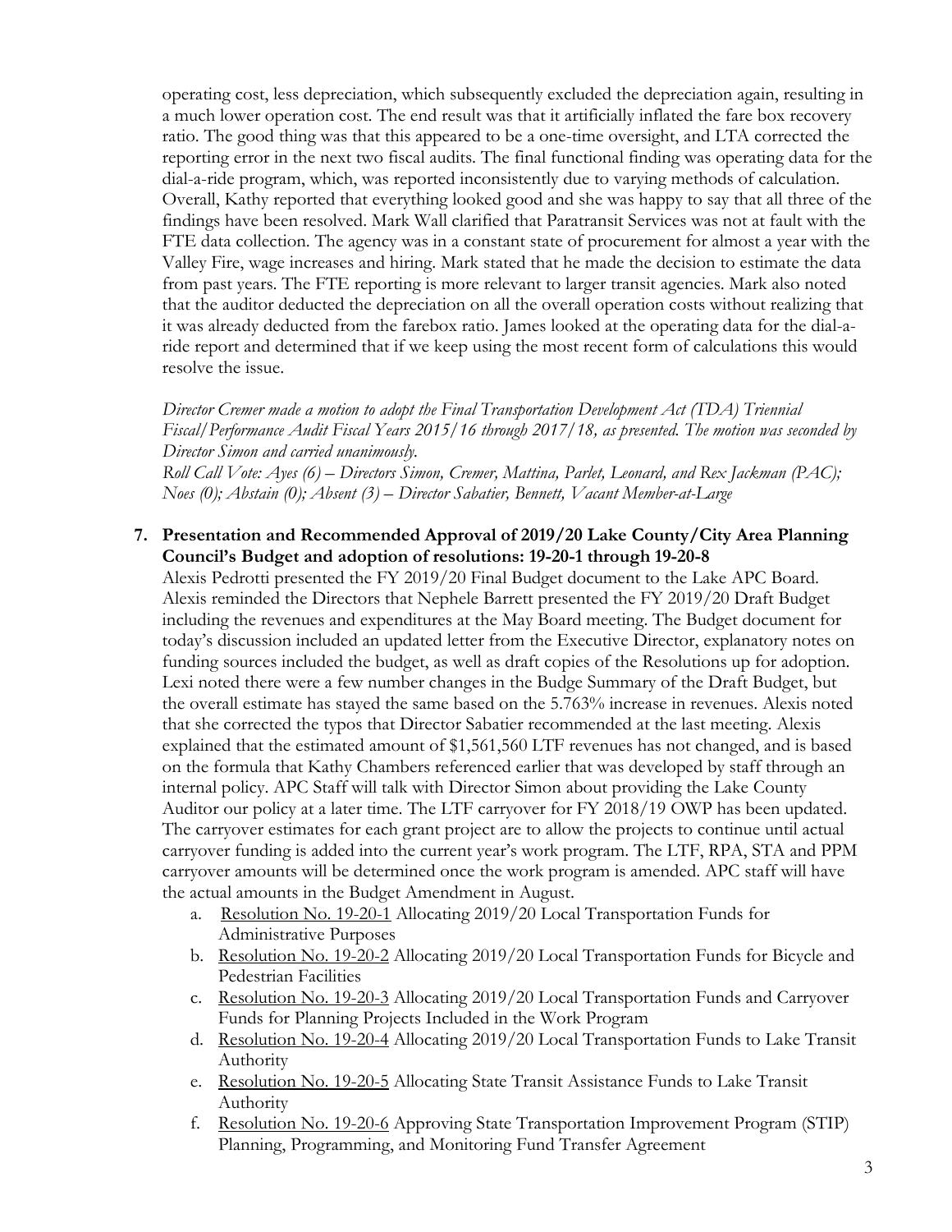operating cost, less depreciation, which subsequently excluded the depreciation again, resulting in a much lower operation cost. The end result was that it artificially inflated the fare box recovery ratio. The good thing was that this appeared to be a one-time oversight, and LTA corrected the reporting error in the next two fiscal audits. The final functional finding was operating data for the dial-a-ride program, which, was reported inconsistently due to varying methods of calculation. Overall, Kathy reported that everything looked good and she was happy to say that all three of the findings have been resolved. Mark Wall clarified that Paratransit Services was not at fault with the FTE data collection. The agency was in a constant state of procurement for almost a year with the Valley Fire, wage increases and hiring. Mark stated that he made the decision to estimate the data from past years. The FTE reporting is more relevant to larger transit agencies. Mark also noted that the auditor deducted the depreciation on all the overall operation costs without realizing that it was already deducted from the farebox ratio. James looked at the operating data for the dial-a-ride report and determined that if we keep using the most recent form of calculations this would resolve the issue.

*Director Cremer made a motion to adopt the Final Transportation Development Act (TDA) Triennial Fiscal/Performance Audit Fiscal Years 2015/16 through 2017/18, as presented. The motion was seconded by Director Simon and carried unanimously.*

*Roll Call Vote: Ayes (6) – Directors Simon, Cremer, Mattina, Parlet, Leonard, and Rex Jackman (PAC); Noes (0); Abstain (0); Absent (3) – Director Sabatier, Bennett, Vacant Member-at-Large*

**7. Presentation and Recommended Approval of 2019/20 Lake County/City Area Planning Council's Budget and adoption of resolutions: 19-20-1 through 19-20-8**

Alexis Pedrotti presented the FY 2019/20 Final Budget document to the Lake APC Board. Alexis reminded the Directors that Nephele Barrett presented the FY 2019/20 Draft Budget including the revenues and expenditures at the May Board meeting. The Budget document for today's discussion included an updated letter from the Executive Director, explanatory notes on funding sources included the budget, as well as draft copies of the Resolutions up for adoption. Lexi noted there were a few number changes in the Budge Summary of the Draft Budget, but the overall estimate has stayed the same based on the 5.763% increase in revenues. Alexis noted that she corrected the typos that Director Sabatier recommended at the last meeting. Alexis explained that the estimated amount of $1,561,560 LTF revenues has not changed, and is based on the formula that Kathy Chambers referenced earlier that was developed by staff through an internal policy. APC Staff will talk with Director Simon about providing the Lake County Auditor our policy at a later time. The LTF carryover for FY 2018/19 OWP has been updated. The carryover estimates for each grant project are to allow the projects to continue until actual carryover funding is added into the current year's work program. The LTF, RPA, STA and PPM carryover amounts will be determined once the work program is amended. APC staff will have the actual amounts in the Budget Amendment in August.

a. Resolution No. 19-20-1 Allocating 2019/20 Local Transportation Funds for Administrative Purposes
b. Resolution No. 19-20-2 Allocating 2019/20 Local Transportation Funds for Bicycle and Pedestrian Facilities
c. Resolution No. 19-20-3 Allocating 2019/20 Local Transportation Funds and Carryover Funds for Planning Projects Included in the Work Program
d. Resolution No. 19-20-4 Allocating 2019/20 Local Transportation Funds to Lake Transit Authority
e. Resolution No. 19-20-5 Allocating State Transit Assistance Funds to Lake Transit Authority
f. Resolution No. 19-20-6 Approving State Transportation Improvement Program (STIP) Planning, Programming, and Monitoring Fund Transfer Agreement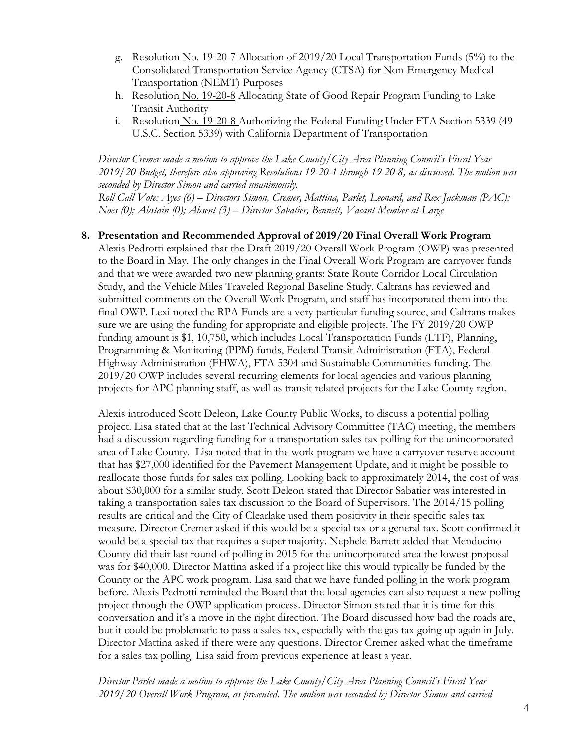g. Resolution No. 19-20-7 Allocation of 2019/20 Local Transportation Funds (5%) to the Consolidated Transportation Service Agency (CTSA) for Non-Emergency Medical Transportation (NEMT) Purposes
h. Resolution No. 19-20-8 Allocating State of Good Repair Program Funding to Lake Transit Authority
i. Resolution No. 19-20-8 Authorizing the Federal Funding Under FTA Section 5339 (49 U.S.C. Section 5339) with California Department of Transportation

*Director Cremer made a motion to approve the Lake County/City Area Planning Council's Fiscal Year 2019/20 Budget, therefore also approving Resolutions 19-20-1 through 19-20-8, as discussed. The motion was seconded by Director Simon and carried unanimously.*
*Roll Call Vote: Ayes (6) – Directors Simon, Cremer, Mattina, Parlet, Leonard, and Rex Jackman (PAC); Noes (0); Abstain (0); Absent (3) – Director Sabatier, Bennett, Vacant Member-at-Large*

**8. Presentation and Recommended Approval of 2019/20 Final Overall Work Program**

Alexis Pedrotti explained that the Draft 2019/20 Overall Work Program (OWP) was presented to the Board in May. The only changes in the Final Overall Work Program are carryover funds and that we were awarded two new planning grants: State Route Corridor Local Circulation Study, and the Vehicle Miles Traveled Regional Baseline Study. Caltrans has reviewed and submitted comments on the Overall Work Program, and staff has incorporated them into the final OWP. Lexi noted the RPA Funds are a very particular funding source, and Caltrans makes sure we are using the funding for appropriate and eligible projects. The FY 2019/20 OWP funding amount is $1, 10,750, which includes Local Transportation Funds (LTF), Planning, Programming & Monitoring (PPM) funds, Federal Transit Administration (FTA), Federal Highway Administration (FHWA), FTA 5304 and Sustainable Communities funding. The 2019/20 OWP includes several recurring elements for local agencies and various planning projects for APC planning staff, as well as transit related projects for the Lake County region.

Alexis introduced Scott Deleon, Lake County Public Works, to discuss a potential polling project. Lisa stated that at the last Technical Advisory Committee (TAC) meeting, the members had a discussion regarding funding for a transportation sales tax polling for the unincorporated area of Lake County. Lisa noted that in the work program we have a carryover reserve account that has $27,000 identified for the Pavement Management Update, and it might be possible to reallocate those funds for sales tax polling. Looking back to approximately 2014, the cost of was about $30,000 for a similar study. Scott Deleon stated that Director Sabatier was interested in taking a transportation sales tax discussion to the Board of Supervisors. The 2014/15 polling results are critical and the City of Clearlake used them positivity in their specific sales tax measure. Director Cremer asked if this would be a special tax or a general tax. Scott confirmed it would be a special tax that requires a super majority. Nephele Barrett added that Mendocino County did their last round of polling in 2015 for the unincorporated area the lowest proposal was for $40,000. Director Mattina asked if a project like this would typically be funded by the County or the APC work program. Lisa said that we have funded polling in the work program before. Alexis Pedrotti reminded the Board that the local agencies can also request a new polling project through the OWP application process. Director Simon stated that it is time for this conversation and it's a move in the right direction. The Board discussed how bad the roads are, but it could be problematic to pass a sales tax, especially with the gas tax going up again in July. Director Mattina asked if there were any questions. Director Cremer asked what the timeframe for a sales tax polling. Lisa said from previous experience at least a year.

*Director Parlet made a motion to approve the Lake County/City Area Planning Council's Fiscal Year 2019/20 Overall Work Program, as presented. The motion was seconded by Director Simon and carried*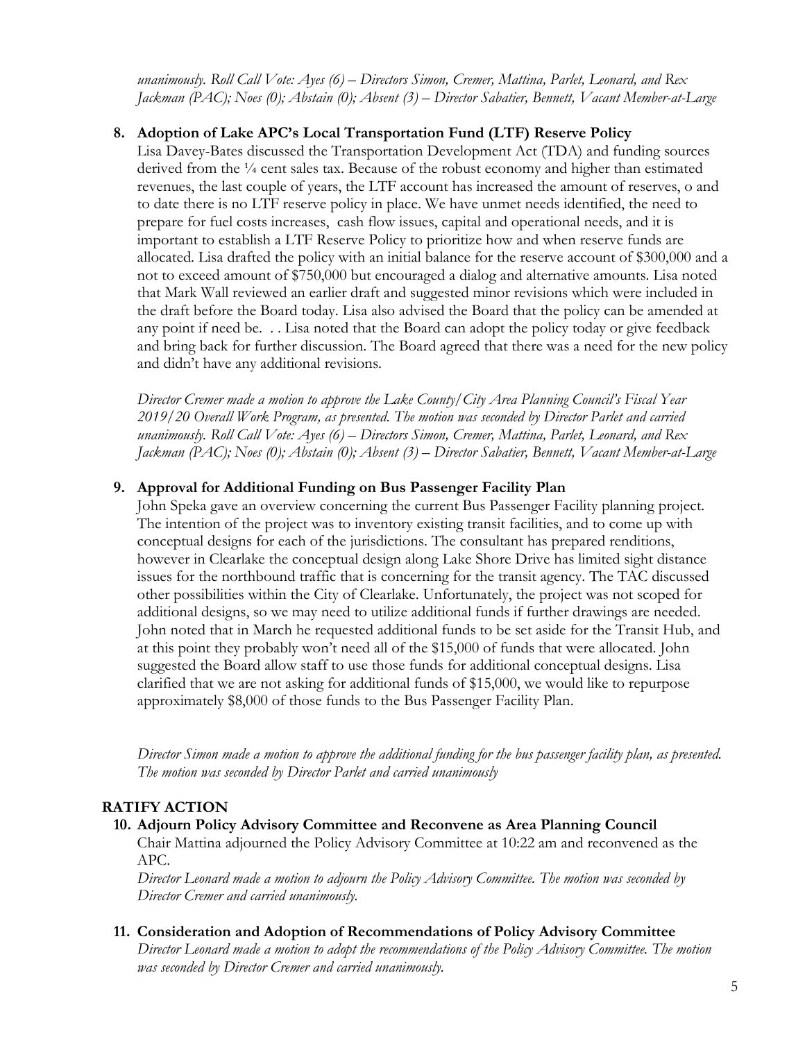*unanimously. Roll Call Vote: Ayes (6) – Directors Simon, Cremer, Mattina, Parlet, Leonard, and Rex Jackman (PAC); Noes (0); Abstain (0); Absent (3) – Director Sabatier, Bennett, Vacant Member-at-Large*

**8. Adoption of Lake APC's Local Transportation Fund (LTF) Reserve Policy**

Lisa Davey-Bates discussed the Transportation Development Act (TDA) and funding sources derived from the ¼ cent sales tax. Because of the robust economy and higher than estimated revenues, the last couple of years, the LTF account has increased the amount of reserves, o and to date there is no LTF reserve policy in place. We have unmet needs identified, the need to prepare for fuel costs increases, cash flow issues, capital and operational needs, and it is important to establish a LTF Reserve Policy to prioritize how and when reserve funds are allocated. Lisa drafted the policy with an initial balance for the reserve account of $300,000 and a not to exceed amount of $750,000 but encouraged a dialog and alternative amounts. Lisa noted that Mark Wall reviewed an earlier draft and suggested minor revisions which were included in the draft before the Board today. Lisa also advised the Board that the policy can be amended at any point if need be. . . Lisa noted that the Board can adopt the policy today or give feedback and bring back for further discussion. The Board agreed that there was a need for the new policy and didn't have any additional revisions.

*Director Cremer made a motion to approve the Lake County/City Area Planning Council's Fiscal Year 2019/20 Overall Work Program, as presented. The motion was seconded by Director Parlet and carried unanimously. Roll Call Vote: Ayes (6) – Directors Simon, Cremer, Mattina, Parlet, Leonard, and Rex Jackman (PAC); Noes (0); Abstain (0); Absent (3) – Director Sabatier, Bennett, Vacant Member-at-Large*

**9. Approval for Additional Funding on Bus Passenger Facility Plan**

John Speka gave an overview concerning the current Bus Passenger Facility planning project. The intention of the project was to inventory existing transit facilities, and to come up with conceptual designs for each of the jurisdictions. The consultant has prepared renditions, however in Clearlake the conceptual design along Lake Shore Drive has limited sight distance issues for the northbound traffic that is concerning for the transit agency. The TAC discussed other possibilities within the City of Clearlake. Unfortunately, the project was not scoped for additional designs, so we may need to utilize additional funds if further drawings are needed. John noted that in March he requested additional funds to be set aside for the Transit Hub, and at this point they probably won't need all of the $15,000 of funds that were allocated. John suggested the Board allow staff to use those funds for additional conceptual designs. Lisa clarified that we are not asking for additional funds of $15,000, we would like to repurpose approximately $8,000 of those funds to the Bus Passenger Facility Plan.

*Director Simon made a motion to approve the additional funding for the bus passenger facility plan, as presented. The motion was seconded by Director Parlet and carried unanimously*

## RATIFY ACTION

**10. Adjourn Policy Advisory Committee and Reconvene as Area Planning Council**

Chair Mattina adjourned the Policy Advisory Committee at 10:22 am and reconvened as the APC.

*Director Leonard made a motion to adjourn the Policy Advisory Committee. The motion was seconded by Director Cremer and carried unanimously.*

**11. Consideration and Adoption of Recommendations of Policy Advisory Committee**

*Director Leonard made a motion to adopt the recommendations of the Policy Advisory Committee. The motion was seconded by Director Cremer and carried unanimously.*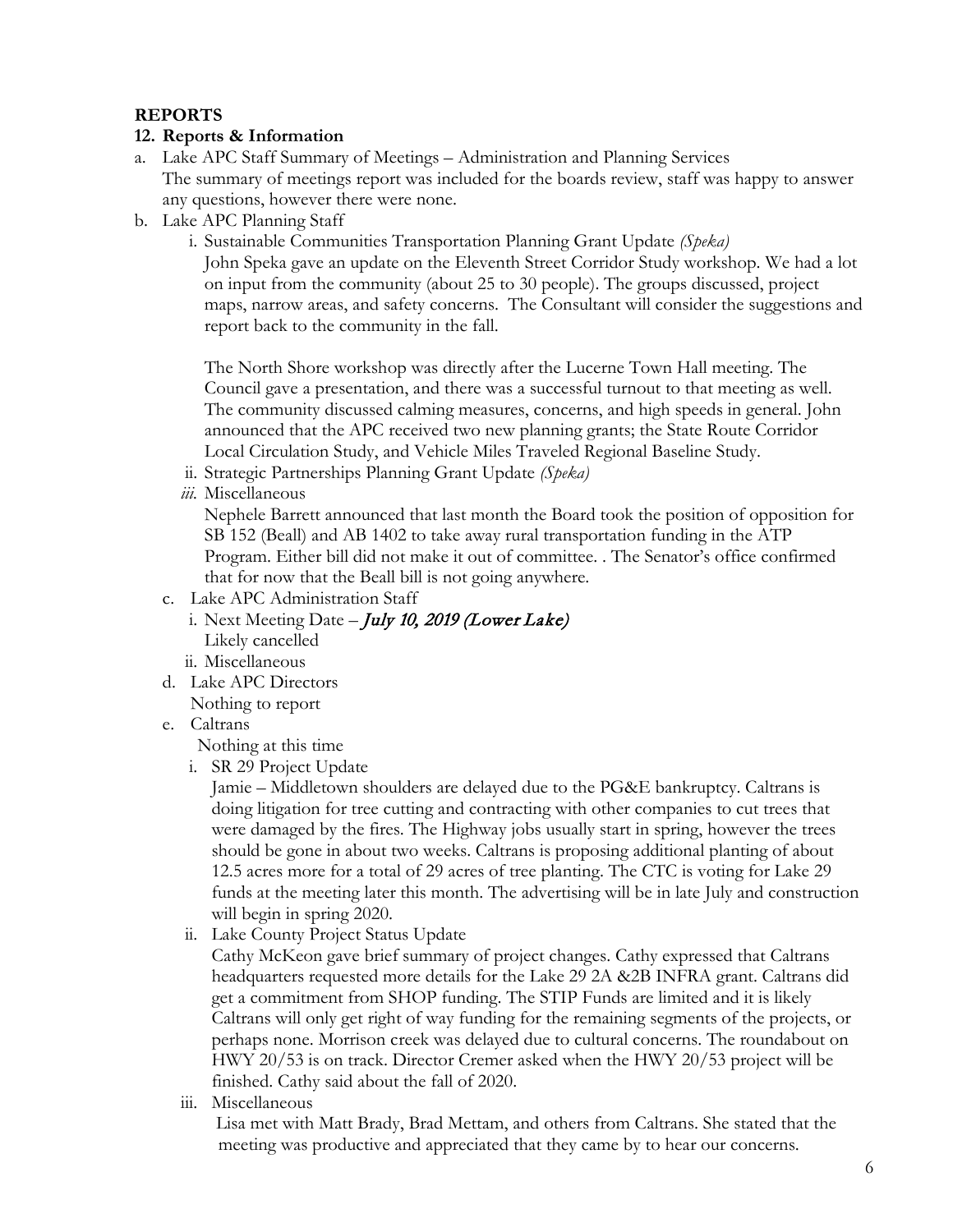## REPORTS

### 12. Reports & Information

a. Lake APC Staff Summary of Meetings – Administration and Planning Services
   The summary of meetings report was included for the boards review, staff was happy to answer any questions, however there were none.

b. Lake APC Planning Staff
   i. Sustainable Communities Transportation Planning Grant Update *(Speka)*
      John Speka gave an update on the Eleventh Street Corridor Study workshop. We had a lot on input from the community (about 25 to 30 people). The groups discussed, project maps, narrow areas, and safety concerns. The Consultant will consider the suggestions and report back to the community in the fall.

      The North Shore workshop was directly after the Lucerne Town Hall meeting. The Council gave a presentation, and there was a successful turnout to that meeting as well. The community discussed calming measures, concerns, and high speeds in general. John announced that the APC received two new planning grants; the State Route Corridor Local Circulation Study, and Vehicle Miles Traveled Regional Baseline Study.

   ii. Strategic Partnerships Planning Grant Update *(Speka)*

   *iii.* Miscellaneous
      Nephele Barrett announced that last month the Board took the position of opposition for SB 152 (Beall) and AB 1402 to take away rural transportation funding in the ATP Program. Either bill did not make it out of committee. . The Senator's office confirmed that for now that the Beall bill is not going anywhere.

c. Lake APC Administration Staff
   i. Next Meeting Date – *July 10, 2019 (Lower Lake)*
      Likely cancelled
   ii. Miscellaneous

d. Lake APC Directors
   Nothing to report

e. Caltrans
   Nothing at this time
   i. SR 29 Project Update
      Jamie – Middletown shoulders are delayed due to the PG&E bankruptcy. Caltrans is doing litigation for tree cutting and contracting with other companies to cut trees that were damaged by the fires. The Highway jobs usually start in spring, however the trees should be gone in about two weeks. Caltrans is proposing additional planting of about 12.5 acres more for a total of 29 acres of tree planting. The CTC is voting for Lake 29 funds at the meeting later this month. The advertising will be in late July and construction will begin in spring 2020.
   ii. Lake County Project Status Update
      Cathy McKeon gave brief summary of project changes. Cathy expressed that Caltrans headquarters requested more details for the Lake 29 2A &2B INFRA grant. Caltrans did get a commitment from SHOP funding. The STIP Funds are limited and it is likely Caltrans will only get right of way funding for the remaining segments of the projects, or perhaps none. Morrison creek was delayed due to cultural concerns. The roundabout on HWY 20/53 is on track. Director Cremer asked when the HWY 20/53 project will be finished. Cathy said about the fall of 2020.
   iii. Miscellaneous
      Lisa met with Matt Brady, Brad Mettam, and others from Caltrans. She stated that the meeting was productive and appreciated that they came by to hear our concerns.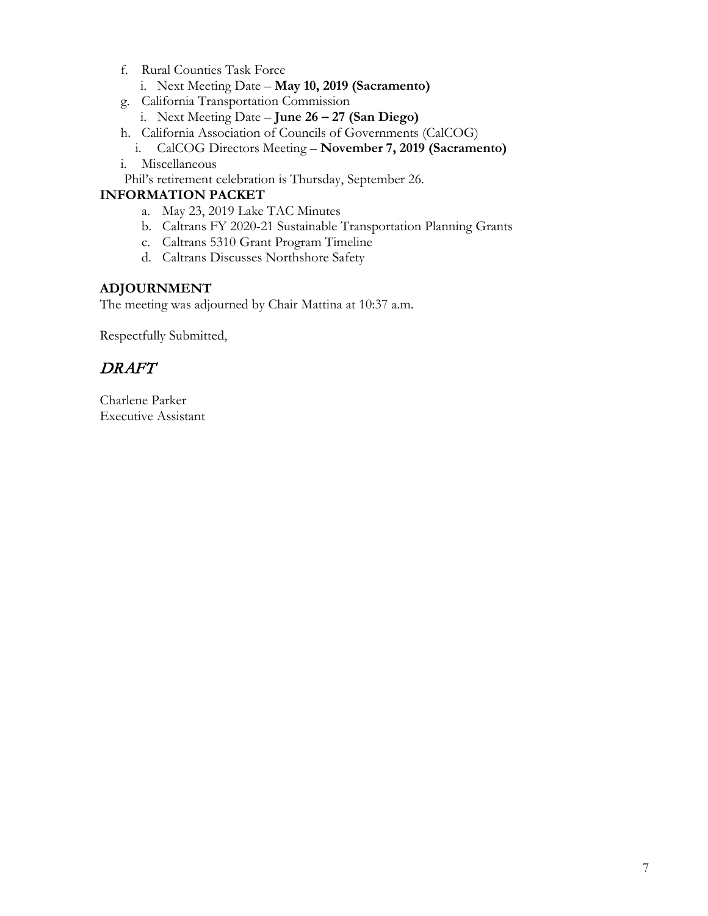f. Rural Counties Task Force
   i. Next Meeting Date – **May 10, 2019 (Sacramento)**
g. California Transportation Commission
   i. Next Meeting Date – **June 26 – 27 (San Diego)**
h. California Association of Councils of Governments (CalCOG)
   i. CalCOG Directors Meeting – **November 7, 2019 (Sacramento)**
i. Miscellaneous

Phil's retirement celebration is Thursday, September 26.

**INFORMATION PACKET**

a. May 23, 2019 Lake TAC Minutes
b. Caltrans FY 2020-21 Sustainable Transportation Planning Grants
c. Caltrans 5310 Grant Program Timeline
d. Caltrans Discusses Northshore Safety

**ADJOURNMENT**

The meeting was adjourned by Chair Mattina at 10:37 a.m.

Respectfully Submitted,

*DRAFT*

Charlene Parker
Executive Assistant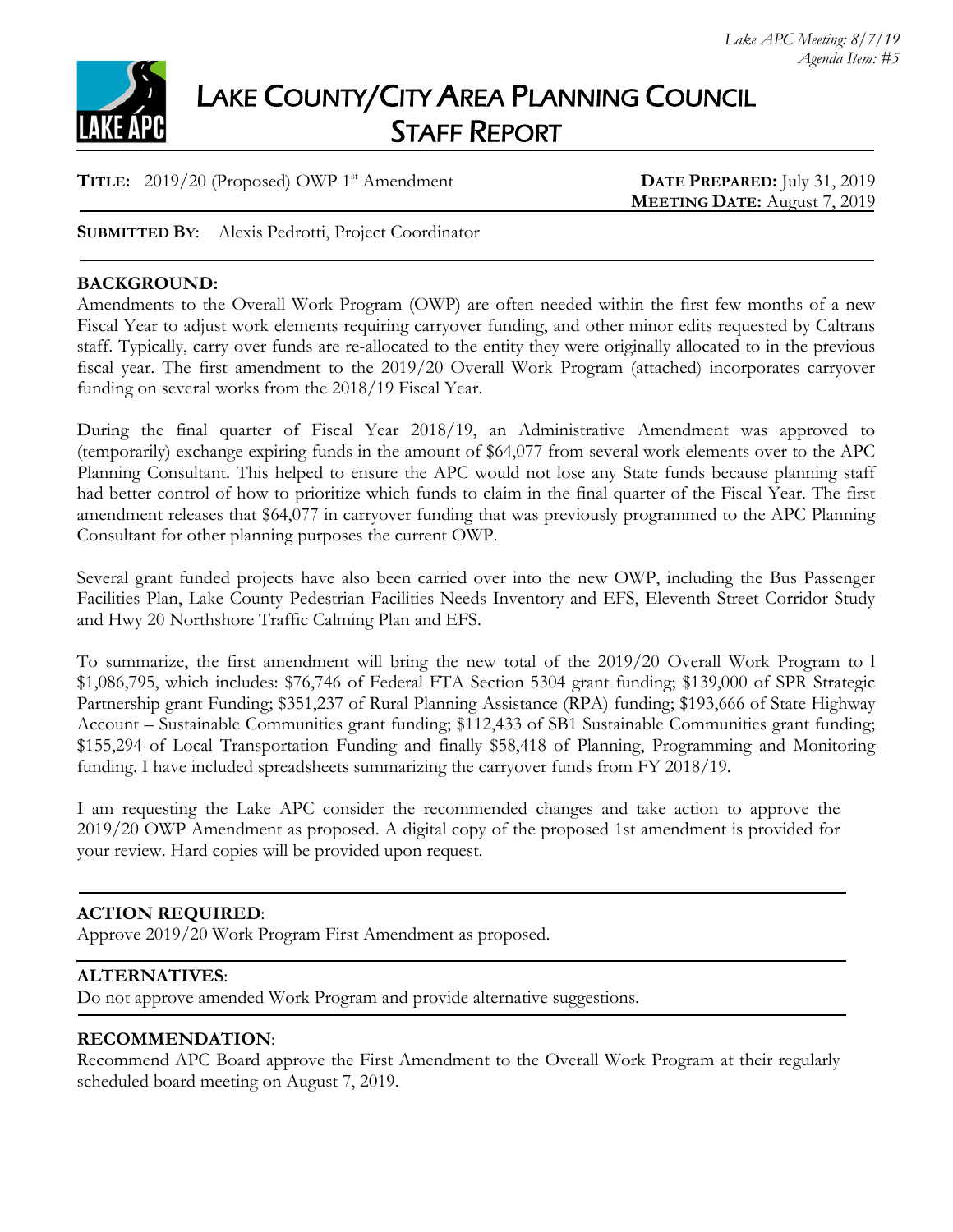*Lake APC Meeting: 8/7/19*
*Agenda Item: #5*

# LAKE COUNTY/CITY AREA PLANNING COUNCIL STAFF REPORT

**TITLE:** 2019/20 (Proposed) OWP 1st Amendment

**DATE PREPARED:** July 31, 2019
**MEETING DATE:** August 7, 2019

**SUBMITTED BY**: Alexis Pedrotti, Project Coordinator

## BACKGROUND:

Amendments to the Overall Work Program (OWP) are often needed within the first few months of a new Fiscal Year to adjust work elements requiring carryover funding, and other minor edits requested by Caltrans staff. Typically, carry over funds are re-allocated to the entity they were originally allocated to in the previous fiscal year. The first amendment to the 2019/20 Overall Work Program (attached) incorporates carryover funding on several works from the 2018/19 Fiscal Year.

During the final quarter of Fiscal Year 2018/19, an Administrative Amendment was approved to (temporarily) exchange expiring funds in the amount of $64,077 from several work elements over to the APC Planning Consultant. This helped to ensure the APC would not lose any State funds because planning staff had better control of how to prioritize which funds to claim in the final quarter of the Fiscal Year. The first amendment releases that $64,077 in carryover funding that was previously programmed to the APC Planning Consultant for other planning purposes the current OWP.

Several grant funded projects have also been carried over into the new OWP, including the Bus Passenger Facilities Plan, Lake County Pedestrian Facilities Needs Inventory and EFS, Eleventh Street Corridor Study and Hwy 20 Northshore Traffic Calming Plan and EFS.

To summarize, the first amendment will bring the new total of the 2019/20 Overall Work Program to l $1,086,795, which includes: $76,746 of Federal FTA Section 5304 grant funding; $139,000 of SPR Strategic Partnership grant Funding; $351,237 of Rural Planning Assistance (RPA) funding; $193,666 of State Highway Account – Sustainable Communities grant funding; $112,433 of SB1 Sustainable Communities grant funding; $155,294 of Local Transportation Funding and finally $58,418 of Planning, Programming and Monitoring funding. I have included spreadsheets summarizing the carryover funds from FY 2018/19.

I am requesting the Lake APC consider the recommended changes and take action to approve the 2019/20 OWP Amendment as proposed. A digital copy of the proposed 1st amendment is provided for your review. Hard copies will be provided upon request.

## ACTION REQUIRED:

Approve 2019/20 Work Program First Amendment as proposed.

## ALTERNATIVES:

Do not approve amended Work Program and provide alternative suggestions.

## RECOMMENDATION:

Recommend APC Board approve the First Amendment to the Overall Work Program at their regularly scheduled board meeting on August 7, 2019.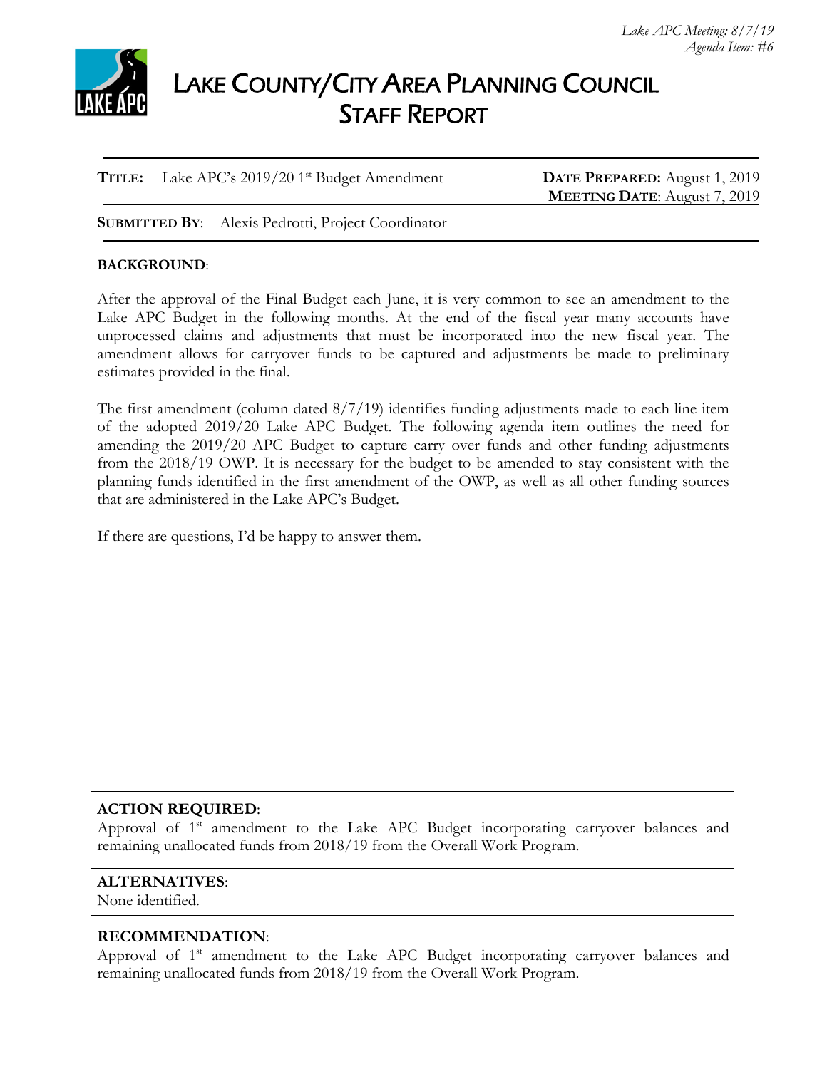*Lake APC Meeting: 8/7/19*
*Agenda Item: #6*

# LAKE COUNTY/CITY AREA PLANNING COUNCIL
## STAFF REPORT

**TITLE:** Lake APC's 2019/20 1st Budget Amendment

**DATE PREPARED:** August 1, 2019
**MEETING DATE:** August 7, 2019

**SUBMITTED BY:** Alexis Pedrotti, Project Coordinator

**BACKGROUND:**

After the approval of the Final Budget each June, it is very common to see an amendment to the Lake APC Budget in the following months. At the end of the fiscal year many accounts have unprocessed claims and adjustments that must be incorporated into the new fiscal year. The amendment allows for carryover funds to be captured and adjustments be made to preliminary estimates provided in the final.

The first amendment (column dated 8/7/19) identifies funding adjustments made to each line item of the adopted 2019/20 Lake APC Budget. The following agenda item outlines the need for amending the 2019/20 APC Budget to capture carry over funds and other funding adjustments from the 2018/19 OWP. It is necessary for the budget to be amended to stay consistent with the planning funds identified in the first amendment of the OWP, as well as all other funding sources that are administered in the Lake APC's Budget.

If there are questions, I'd be happy to answer them.

**ACTION REQUIRED:**
Approval of 1st amendment to the Lake APC Budget incorporating carryover balances and remaining unallocated funds from 2018/19 from the Overall Work Program.

**ALTERNATIVES:**
None identified.

**RECOMMENDATION:**
Approval of 1st amendment to the Lake APC Budget incorporating carryover balances and remaining unallocated funds from 2018/19 from the Overall Work Program.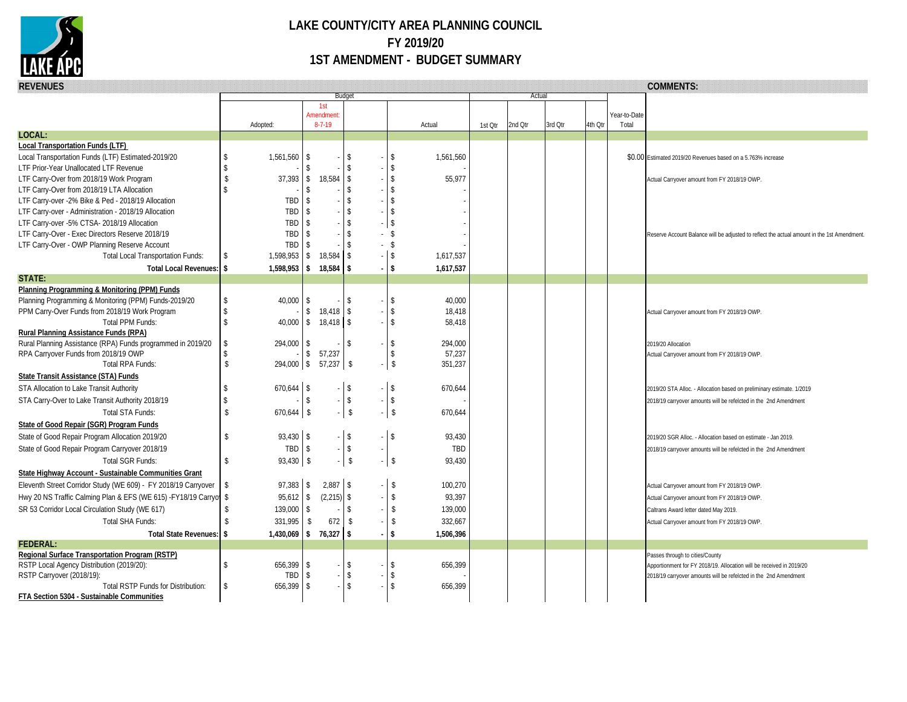# LAKE COUNTY/CITY AREA PLANNING COUNCIL

## FY 2019/20

## 1ST AMENDMENT - BUDGET SUMMARY

| REVENUES | Budget | | | | Actual | | | | | COMMENTS: |
|---|---|---|---|---|---|---|---|---|---|---|
| | Adopted: | 1st Amendment: 8-7-19 | | Actual | 1st Qtr | 2nd Qtr | 3rd Qtr | 4th Qtr | Year-to-Date Total | |
| **LOCAL:** | | | | | | | | | | |
| **Local Transportation Funds (LTF)** | | | | | | | | | | |
| Local Transportation Funds (LTF) Estimated-2019/20 | $ 1,561,560 | $ - | $ - | $ 1,561,560 | | | | | $0.00 | Estimated 2019/20 Revenues based on a 5.763% increase |
| LTF Prior-Year Unallocated LTF Revenue | $ - | $ - | $ - | $ - | | | | | | |
| LTF Carry-Over from 2018/19 Work Program | $ 37,393 | $ 18,584 | $ - | $ 55,977 | | | | | | Actual Carryover amount from FY 2018/19 OWP. |
| LTF Carry-Over from 2018/19 LTA Allocation | $ - | $ - | $ - | $ - | | | | | | |
| LTF Carry-over -2% Bike & Ped - 2018/19 Allocation | TBD | $ - | $ - | $ - | | | | | | |
| LTF Carry-over - Administration - 2018/19 Allocation | TBD | $ - | $ - | $ - | | | | | | |
| LTF Carry-over -5% CTSA- 2018/19 Allocation | TBD | $ - | $ - | $ - | | | | | | |
| LTF Carry-Over - Exec Directors Reserve 2018/19 | TBD | $ - | $ - | $ - | | | | | | Reserve Account Balance will be adjusted to reflect the actual amount in the 1st Amendment. |
| LTF Carry-Over - OWP Planning Reserve Account | TBD | $ - | $ - | $ - | | | | | | |
| Total Local Transportation Funds: | $ 1,598,953 | $ 18,584 | $ - | $ 1,617,537 | | | | | | |
| **Total Local Revenues:** | **$ 1,598,953** | **$ 18,584** | **$ -** | **$ 1,617,537** | | | | | | |
| **STATE:** | | | | | | | | | | |
| **Planning Programming & Monitoring (PPM) Funds** | | | | | | | | | | |
| Planning Programming & Monitoring (PPM) Funds-2019/20 | $ 40,000 | $ - | $ - | $ 40,000 | | | | | | |
| PPM Carry-Over Funds from 2018/19 Work Program | $ - | $ 18,418 | $ - | $ 18,418 | | | | | | Actual Carryover amount from FY 2018/19 OWP. |
| Total PPM Funds: | $ 40,000 | $ 18,418 | $ - | $ 58,418 | | | | | | |
| **Rural Planning Assistance Funds (RPA)** | | | | | | | | | | |
| Rural Planning Assistance (RPA) Funds programmed in 2019/20 | $ 294,000 | $ - | $ - | $ 294,000 | | | | | | 2019/20 Allocation |
| RPA Carryover Funds from 2018/19 OWP | $ - | $ 57,237 | | $ 57,237 | | | | | | Actual Carryover amount from FY 2018/19 OWP. |
| Total RPA Funds: | $ 294,000 | $ 57,237 | $ - | $ 351,237 | | | | | | |
| **State Transit Assistance (STA) Funds** | | | | | | | | | | |
| STA Allocation to Lake Transit Authority | $ 670,644 | $ - | $ - | $ 670,644 | | | | | | 2019/20 STA Alloc. - Allocation based on preliminary estimate. 1/2019 |
| STA Carry-Over to Lake Transit Authority 2018/19 | $ - | $ - | $ - | $ - | | | | | | 2018/19 carryover amounts will be refelcted in the 2nd Amendment |
| Total STA Funds: | $ 670,644 | $ - | $ - | $ 670,644 | | | | | | |
| **State of Good Repair (SGR) Program Funds** | | | | | | | | | | |
| State of Good Repair Program Allocation 2019/20 | $ 93,430 | $ - | $ - | $ 93,430 | | | | | | 2019/20 SGR Alloc. - Allocation based on estimate - Jan 2019. |
| State of Good Repair Program Carryover 2018/19 | TBD | $ - | $ - | TBD | | | | | | 2018/19 carryover amounts will be refelcted in the 2nd Amendment |
| Total SGR Funds: | $ 93,430 | $ - | $ - | $ 93,430 | | | | | | |
| **State Highway Account - Sustainable Communities Grant** | | | | | | | | | | |
| Eleventh Street Corridor Study (WE 609) - FY 2018/19 Carryover | $ 97,383 | $ 2,887 | $ - | $ 100,270 | | | | | | Actual Carryover amount from FY 2018/19 OWP. |
| Hwy 20 NS Traffic Calming Plan & EFS (WE 615) -FY18/19 Carryov | $ 95,612 | $ (2,215) | $ - | $ 93,397 | | | | | | Actual Carryover amount from FY 2018/19 OWP. |
| SR 53 Corridor Local Circulation Study (WE 617) | $ 139,000 | $ - | $ - | $ 139,000 | | | | | | Caltrans Award letter dated May 2019. |
| Total SHA Funds: | $ 331,995 | $ 672 | $ - | $ 332,667 | | | | | | Actual Carryover amount from FY 2018/19 OWP. |
| **Total State Revenues:** | **$ 1,430,069** | **$ 76,327** | **$ -** | **$ 1,506,396** | | | | | | |
| **FEDERAL:** | | | | | | | | | | |
| **Regional Surface Transportation Program (RSTP)** | | | | | | | | | | Passes through to cities/County |
| RSTP Local Agency Distribution (2019/20): | $ 656,399 | $ - | $ - | $ 656,399 | | | | | | Apportionment for FY 2018/19. Allocation will be received in 2019/20 |
| RSTP Carryover (2018/19): | TBD | $ - | $ - | $ - | | | | | | 2018/19 carryover amounts will be refelcted in the 2nd Amendment |
| Total RSTP Funds for Distribution: | $ 656,399 | $ - | $ - | $ 656,399 | | | | | | |
| **FTA Section 5304 - Sustainable Communities** | | | | | | | | | | |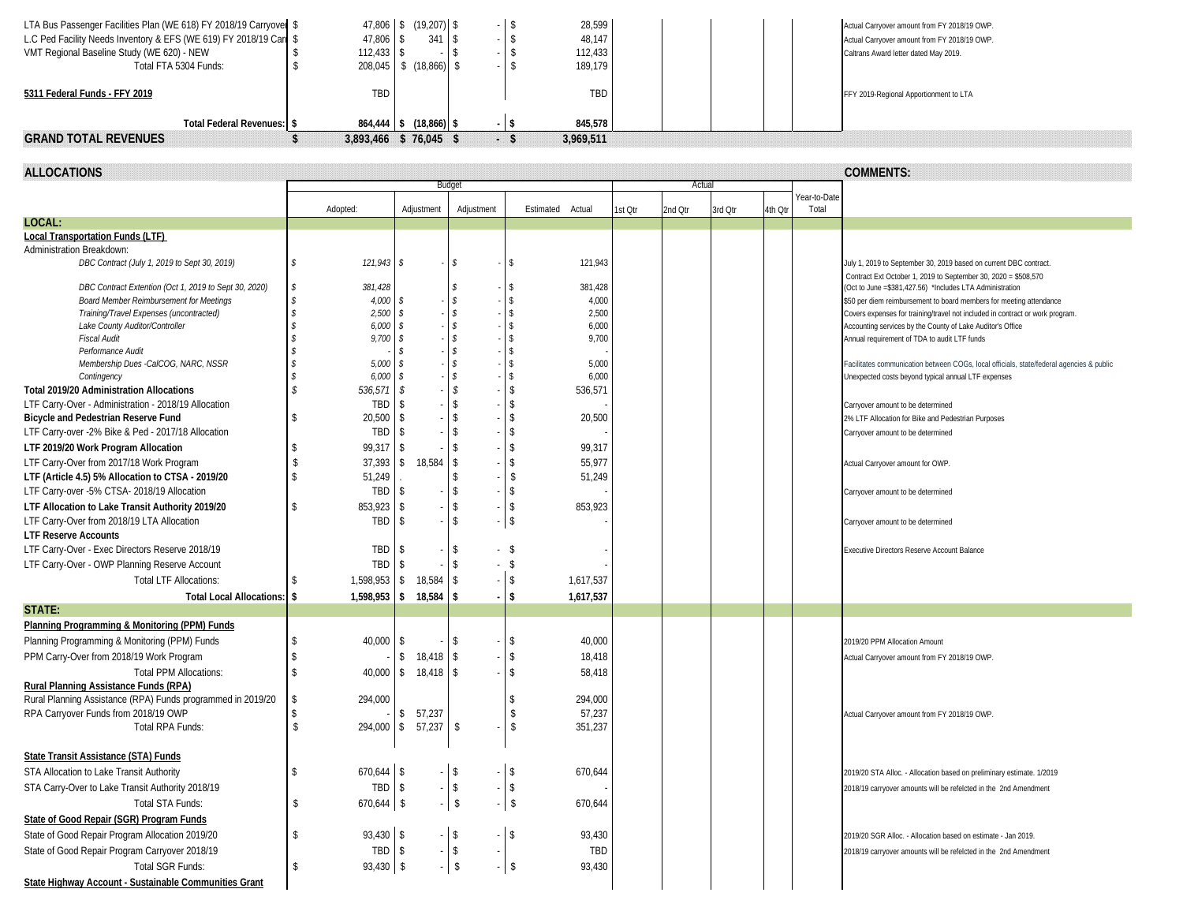| | Adopted | Adjustment | Adjustment | Estimated Actual | | | | | | Comments |
|---|---|---|---|---|---|---|---|---|---|---|
| LTA Bus Passenger Facilities Plan (WE 618) FY 2018/19 Carryover | $ 47,806 | $ (19,207) | $ - | $ 28,599 | | | | | | Actual Carryover amount from FY 2018/19 OWP. |
| L.C Ped Facility Needs Inventory & EFS (WE 619) FY 2018/19 Carryover | $ 47,806 | $ 341 | $ - | $ 48,147 | | | | | | Actual Carryover amount from FY 2018/19 OWP. |
| VMT Regional Baseline Study (WE 620) - NEW | $ 112,433 | $ - | $ - | $ 112,433 | | | | | | Caltrans Award letter dated May 2019. |
| Total FTA 5304 Funds: | $ 208,045 | $ (18,866) | $ - | $ 189,179 | | | | | | |
| **5311 Federal Funds - FFY 2019** | TBD | | | TBD | | | | | | FFY 2019-Regional Apportionment to LTA |
| **Total Federal Revenues:** | **$ 864,444** | **$ (18,866)** | **$ -** | **$ 845,578** | | | | | | |
| **GRAND TOTAL REVENUES** | **$ 3,893,466** | **$ 76,045** | **$ -** | **$ 3,969,511** | | | | | | |

## ALLOCATIONS

| | Budget | | | | Actual | | | | | COMMENTS: |
|---|---|---|---|---|---|---|---|---|---|---|
| | Adopted: | Adjustment | Adjustment | Estimated Actual | 1st Qtr | 2nd Qtr | 3rd Qtr | 4th Qtr | Year-to-Date Total | |
| **LOCAL:** | | | | | | | | | | |
| **Local Transportation Funds (LTF)** | | | | | | | | | | |
| Administration Breakdown: | | | | | | | | | | |
| *DBC Contract (July 1, 2019 to Sept 30, 2019)* | *$ 121,943* | *$ -* | *$ -* | $ 121,943 | | | | | | July 1, 2019 to September 30, 2019 based on current DBC contract. |
| *DBC Contract Extention (Oct 1, 2019 to Sept 30, 2020)* | *$ 381,428* | | *$ -* | $ 381,428 | | | | | | Contract Ext October 1, 2019 to September 30, 2020 = $508,570 (Oct to June =$381,427.56) *Includes LTA Administration |
| *Board Member Reimbursement for Meetings* | *$ 4,000* | *$ -* | *$ -* | $ 4,000 | | | | | | $50 per diem reimbursement to board members for meeting attendance |
| *Training/Travel Expenses (uncontracted)* | *$ 2,500* | *$ -* | *$ -* | $ 2,500 | | | | | | Covers expenses for training/travel not included in contract or work program. |
| *Lake County Auditor/Controller* | *$ 6,000* | *$ -* | *$ -* | $ 6,000 | | | | | | Accounting services by the County of Lake Auditor's Office |
| *Fiscal Audit* | *$ 9,700* | *$ -* | *$ -* | $ 9,700 | | | | | | Annual requirement of TDA to audit LTF funds |
| *Performance Audit* | *$ -* | *$ -* | *$ -* | $ - | | | | | | |
| *Membership Dues -CalCOG, NARC, NSSR* | *$ 5,000* | *$ -* | *$ -* | $ 5,000 | | | | | | Facilitates communication between COGs, local officials, state/federal agencies & public |
| *Contingency* | *$ 6,000* | *$ -* | *$ -* | $ 6,000 | | | | | | Unexpected costs beyond typical annual LTF expenses |
| **Total 2019/20 Administration Allocations** | *$ 536,571* | $ - | $ - | $ 536,571 | | | | | | |
| LTF Carry-Over - Administration - 2018/19 Allocation | TBD | $ - | $ - | $ - | | | | | | Carryover amount to be determined |
| **Bicycle and Pedestrian Reserve Fund** | $ 20,500 | $ - | $ - | $ 20,500 | | | | | | 2% LTF Allocation for Bike and Pedestrian Purposes |
| LTF Carry-over -2% Bike & Ped - 2017/18 Allocation | TBD | $ - | $ - | $ - | | | | | | Carryover amount to be determined |
| **LTF 2019/20 Work Program Allocation** | $ 99,317 | $ - | $ - | $ 99,317 | | | | | | |
| LTF Carry-Over from 2017/18 Work Program | $ 37,393 | $ 18,584 | $ - | $ 55,977 | | | | | | Actual Carryover amount for OWP. |
| **LTF (Article 4.5) 5% Allocation to CTSA - 2019/20** | $ 51,249 | . | $ - | $ 51,249 | | | | | | |
| LTF Carry-over -5% CTSA- 2018/19 Allocation | TBD | $ - | $ - | $ - | | | | | | Carryover amount to be determined |
| **LTF Allocation to Lake Transit Authority 2019/20** | $ 853,923 | $ - | $ - | $ 853,923 | | | | | | |
| LTF Carry-Over from 2018/19 LTA Allocation | TBD | $ - | $ - | $ - | | | | | | Carryover amount to be determined |
| **LTF Reserve Accounts** | | | | | | | | | | |
| LTF Carry-Over - Exec Directors Reserve 2018/19 | TBD | $ - | $ - | $ - | | | | | | Executive Directors Reserve Account Balance |
| LTF Carry-Over - OWP Planning Reserve Account | TBD | $ - | $ - | $ - | | | | | | |
| Total LTF Allocations: | $ 1,598,953 | $ 18,584 | $ - | $ 1,617,537 | | | | | | |
| **Total Local Allocations:** | **$ 1,598,953** | **$ 18,584** | **$ -** | **$ 1,617,537** | | | | | | |
| **STATE:** | | | | | | | | | | |
| **Planning Programming & Monitoring (PPM) Funds** | | | | | | | | | | |
| Planning Programming & Monitoring (PPM) Funds | $ 40,000 | $ - | $ - | $ 40,000 | | | | | | 2019/20 PPM Allocation Amount |
| PPM Carry-Over from 2018/19 Work Program | $ - | $ 18,418 | $ - | $ 18,418 | | | | | | Actual Carryover amount from FY 2018/19 OWP. |
| Total PPM Allocations: | $ 40,000 | $ 18,418 | $ - | $ 58,418 | | | | | | |
| **Rural Planning Assistance Funds (RPA)** | | | | | | | | | | |
| Rural Planning Assistance (RPA) Funds programmed in 2019/20 | $ 294,000 | | | $ 294,000 | | | | | | |
| RPA Carryover Funds from 2018/19 OWP | $ - | $ 57,237 | | $ 57,237 | | | | | | Actual Carryover amount from FY 2018/19 OWP. |
| Total RPA Funds: | $ 294,000 | $ 57,237 | $ - | $ 351,237 | | | | | | |
| **State Transit Assistance (STA) Funds** | | | | | | | | | | |
| STA Allocation to Lake Transit Authority | $ 670,644 | $ - | $ - | $ 670,644 | | | | | | 2019/20 STA Alloc. - Allocation based on preliminary estimate. 1/2019 |
| STA Carry-Over to Lake Transit Authority 2018/19 | TBD | $ - | $ - | $ - | | | | | | 2018/19 carryover amounts will be refelcted in the 2nd Amendment |
| Total STA Funds: | $ 670,644 | $ - | $ - | $ 670,644 | | | | | | |
| **State of Good Repair (SGR) Program Funds** | | | | | | | | | | |
| State of Good Repair Program Allocation 2019/20 | $ 93,430 | $ - | $ - | $ 93,430 | | | | | | 2019/20 SGR Alloc. - Allocation based on estimate - Jan 2019. |
| State of Good Repair Program Carryover 2018/19 | TBD | $ - | $ - | TBD | | | | | | 2018/19 carryover amounts will be refelcted in the 2nd Amendment |
| Total SGR Funds: | $ 93,430 | $ - | $ - | $ 93,430 | | | | | | |
| **State Highway Account - Sustainable Communities Grant** | | | | | | | | | | |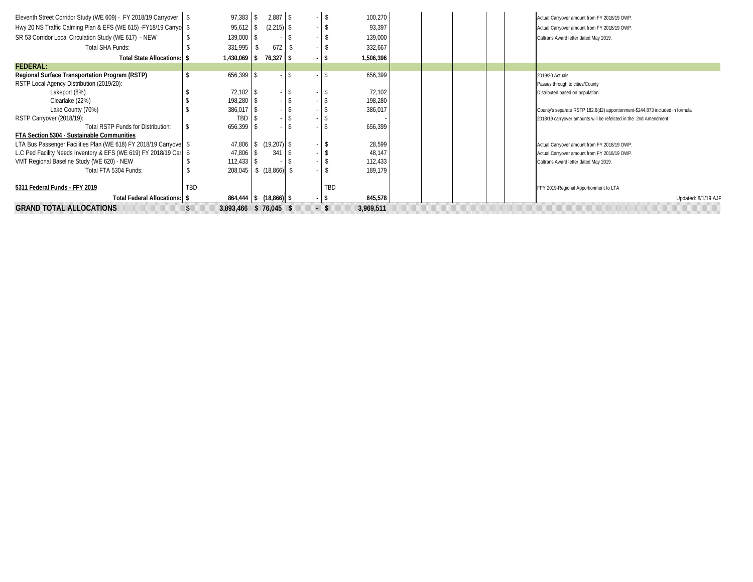| | | | | | | | | | |
|---|---|---|---|---|---|---|---|---|---|
| Eleventh Street Corridor Study (WE 609) - FY 2018/19 Carryover | $ 97,383 | $ 2,887 | $ - | $ 100,270 | | | | | Actual Carryover amount from FY 2018/19 OWP. |
| Hwy 20 NS Traffic Calming Plan & EFS (WE 615) -FY18/19 Carryo | $ 95,612 | $ (2,215) | $ - | $ 93,397 | | | | | Actual Carryover amount from FY 2018/19 OWP. |
| SR 53 Corridor Local Circulation Study (WE 617) - NEW | $ 139,000 | $ - | $ - | $ 139,000 | | | | | Caltrans Award letter dated May 2019. |
| Total SHA Funds: | $ 331,995 | $ 672 | $ - | $ 332,667 | | | | | |
| **Total State Allocations:** | **$ 1,430,069** | **$ 76,327** | **$ -** | **$ 1,506,396** | | | | | |
| **FEDERAL:** | | | | | | | | | |
| **Regional Surface Transportation Program (RSTP)** | $ 656,399 | $ - | $ - | $ 656,399 | | | | | 2019/20 Actuals |
| RSTP Local Agency Distribution (2019/20): | | | | | | | | | Passes through to cities/County |
| Lakeport (8%) | $ 72,102 | $ - | $ - | $ 72,102 | | | | | Distributed based on population. |
| Clearlake (22%) | $ 198,280 | $ - | $ - | $ 198,280 | | | | | |
| Lake County (70%) | $ 386,017 | $ - | $ - | $ 386,017 | | | | | County's separate RSTP 182.6(d2) apportionment-$244,873 included in formula |
| RSTP Carryover (2018/19): | TBD | $ - | $ - | $ - | | | | | 2018/19 carryover amounts will be refelcted in the 2nd Amendment |
| Total RSTP Funds for Distribution: | $ 656,399 | $ - | $ - | $ 656,399 | | | | | |
| **FTA Section 5304 - Sustainable Communities** | | | | | | | | | |
| LTA Bus Passenger Facilities Plan (WE 618) FY 2018/19 Carryover | $ 47,806 | $ (19,207) | $ - | $ 28,599 | | | | | Actual Carryover amount from FY 2018/19 OWP. |
| L.C Ped Facility Needs Inventory & EFS (WE 619) FY 2018/19 Car | $ 47,806 | $ 341 | $ - | $ 48,147 | | | | | Actual Carryover amount from FY 2018/19 OWP. |
| VMT Regional Baseline Study (WE 620) - NEW | $ 112,433 | $ - | $ - | $ 112,433 | | | | | Caltrans Award letter dated May 2019. |
| Total FTA 5304 Funds: | $ 208,045 | $ (18,866) | $ - | $ 189,179 | | | | | |
| **5311 Federal Funds - FFY 2019** | TBD | | | TBD | | | | | FFY 2019-Regional Apportionment to LTA |
| **Total Federal Allocations:** | **$ 864,444** | **$ (18,866)** | **$ -** | **$ 845,578** | | | | | Updated: 8/1/19 AJF |
| **GRAND TOTAL ALLOCATIONS** | **$ 3,893,466** | **$ 76,045** | **$ -** | **$ 3,969,511** | | | | | |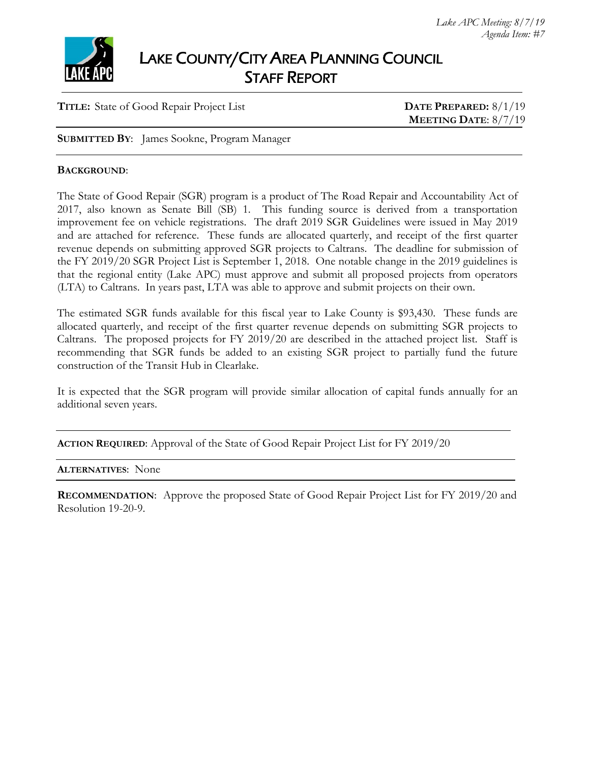*Lake APC Meeting: 8/7/19*
*Agenda Item: #7*

# LAKE COUNTY/CITY AREA PLANNING COUNCIL STAFF REPORT

**TITLE:** State of Good Repair Project List

**DATE PREPARED:** 8/1/19
**MEETING DATE**: 8/7/19

**SUBMITTED BY**: James Sookne, Program Manager

**BACKGROUND**:

The State of Good Repair (SGR) program is a product of The Road Repair and Accountability Act of 2017, also known as Senate Bill (SB) 1. This funding source is derived from a transportation improvement fee on vehicle registrations. The draft 2019 SGR Guidelines were issued in May 2019 and are attached for reference. These funds are allocated quarterly, and receipt of the first quarter revenue depends on submitting approved SGR projects to Caltrans. The deadline for submission of the FY 2019/20 SGR Project List is September 1, 2018. One notable change in the 2019 guidelines is that the regional entity (Lake APC) must approve and submit all proposed projects from operators (LTA) to Caltrans. In years past, LTA was able to approve and submit projects on their own.

The estimated SGR funds available for this fiscal year to Lake County is $93,430. These funds are allocated quarterly, and receipt of the first quarter revenue depends on submitting SGR projects to Caltrans. The proposed projects for FY 2019/20 are described in the attached project list. Staff is recommending that SGR funds be added to an existing SGR project to partially fund the future construction of the Transit Hub in Clearlake.

It is expected that the SGR program will provide similar allocation of capital funds annually for an additional seven years.

**ACTION REQUIRED**: Approval of the State of Good Repair Project List for FY 2019/20

**ALTERNATIVES**: None

**RECOMMENDATION**: Approve the proposed State of Good Repair Project List for FY 2019/20 and Resolution 19-20-9.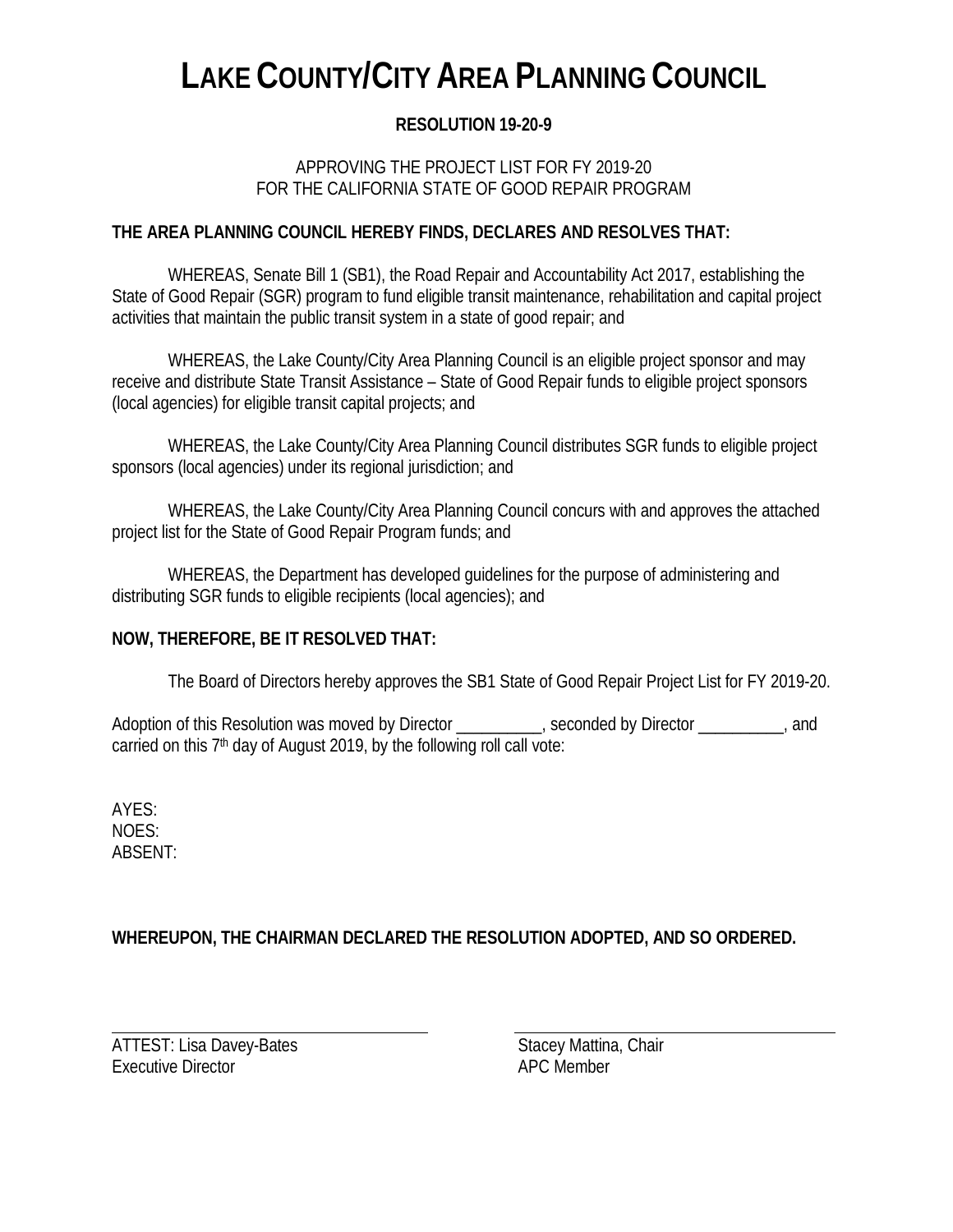# LAKE COUNTY/CITY AREA PLANNING COUNCIL

**RESOLUTION 19-20-9**

APPROVING THE PROJECT LIST FOR FY 2019-20
FOR THE CALIFORNIA STATE OF GOOD REPAIR PROGRAM

**THE AREA PLANNING COUNCIL HEREBY FINDS, DECLARES AND RESOLVES THAT:**

WHEREAS, Senate Bill 1 (SB1), the Road Repair and Accountability Act 2017, establishing the State of Good Repair (SGR) program to fund eligible transit maintenance, rehabilitation and capital project activities that maintain the public transit system in a state of good repair; and

WHEREAS, the Lake County/City Area Planning Council is an eligible project sponsor and may receive and distribute State Transit Assistance – State of Good Repair funds to eligible project sponsors (local agencies) for eligible transit capital projects; and

WHEREAS, the Lake County/City Area Planning Council distributes SGR funds to eligible project sponsors (local agencies) under its regional jurisdiction; and

WHEREAS, the Lake County/City Area Planning Council concurs with and approves the attached project list for the State of Good Repair Program funds; and

WHEREAS, the Department has developed guidelines for the purpose of administering and distributing SGR funds to eligible recipients (local agencies); and

**NOW, THEREFORE, BE IT RESOLVED THAT:**

The Board of Directors hereby approves the SB1 State of Good Repair Project List for FY 2019-20.

Adoption of this Resolution was moved by Director __________, seconded by Director __________, and carried on this 7th day of August 2019, by the following roll call vote:

AYES:
NOES:
ABSENT:

**WHEREUPON, THE CHAIRMAN DECLARED THE RESOLUTION ADOPTED, AND SO ORDERED.**

ATTEST: Lisa Davey-Bates
Executive Director

Stacey Mattina, Chair
APC Member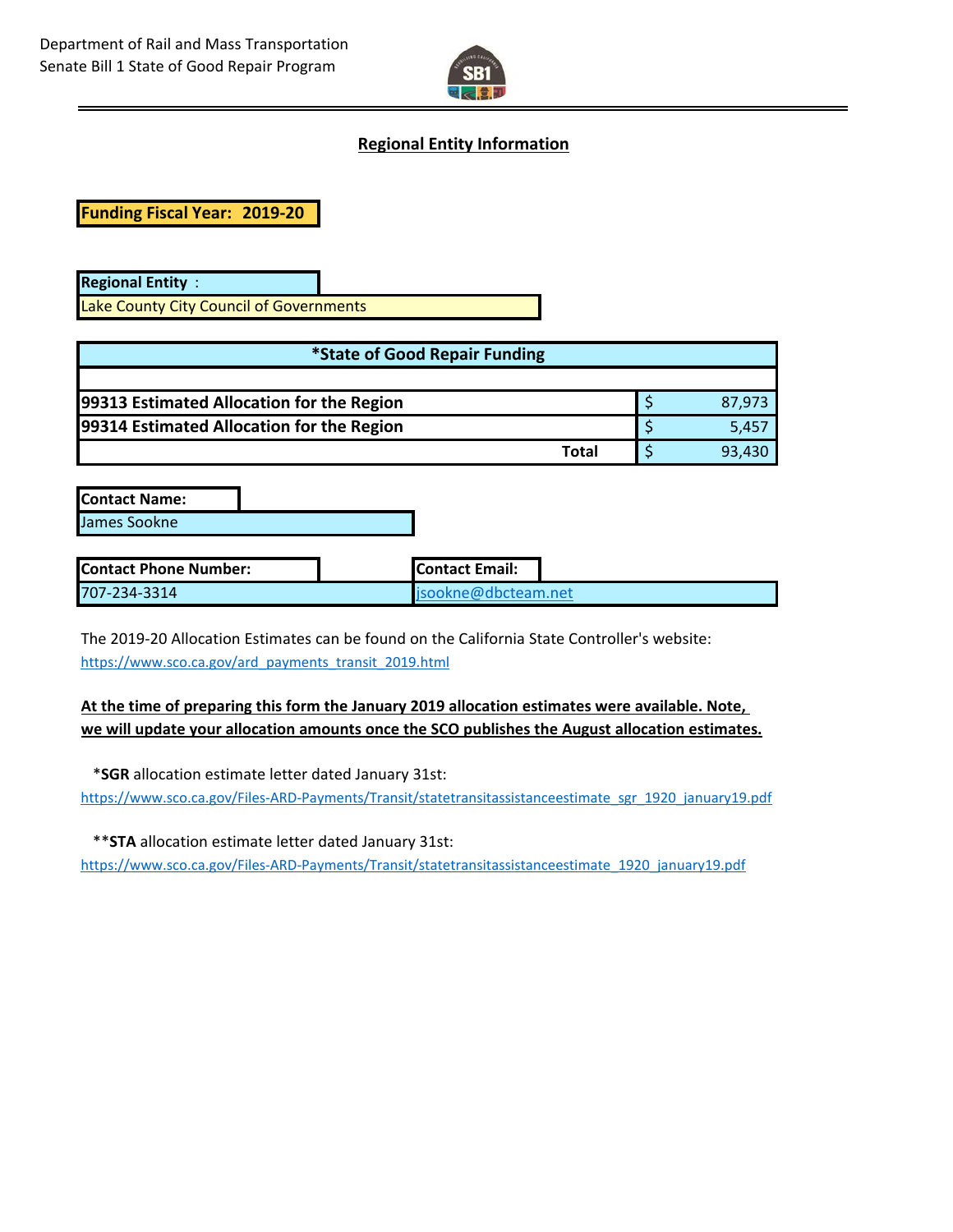Department of Rail and Mass Transportation
Senate Bill 1 State of Good Repair Program

## Regional Entity Information

**Funding Fiscal Year: 2019-20**

**Regional Entity** :
Lake County City Council of Governments

| *State of Good Repair Funding | | |
|---|---|---|
| | | |
| **99313 Estimated Allocation for the Region** | $ | 87,973 |
| **99314 Estimated Allocation for the Region** | $ | 5,457 |
| **Total** | $ | 93,430 |

**Contact Name:**
James Sookne

**Contact Phone Number:**
707-234-3314

**Contact Email:**
jsookne@dbcteam.net

The 2019-20 Allocation Estimates can be found on the California State Controller's website:
https://www.sco.ca.gov/ard_payments_transit_2019.html

**At the time of preparing this form the January 2019 allocation estimates were available. Note, we will update your allocation amounts once the SCO publishes the August allocation estimates.**

*__SGR__ allocation estimate letter dated January 31st:
https://www.sco.ca.gov/Files-ARD-Payments/Transit/statetransitassistanceestimate_sgr_1920_january19.pdf

**__STA__ allocation estimate letter dated January 31st:
https://www.sco.ca.gov/Files-ARD-Payments/Transit/statetransitassistanceestimate_1920_january19.pdf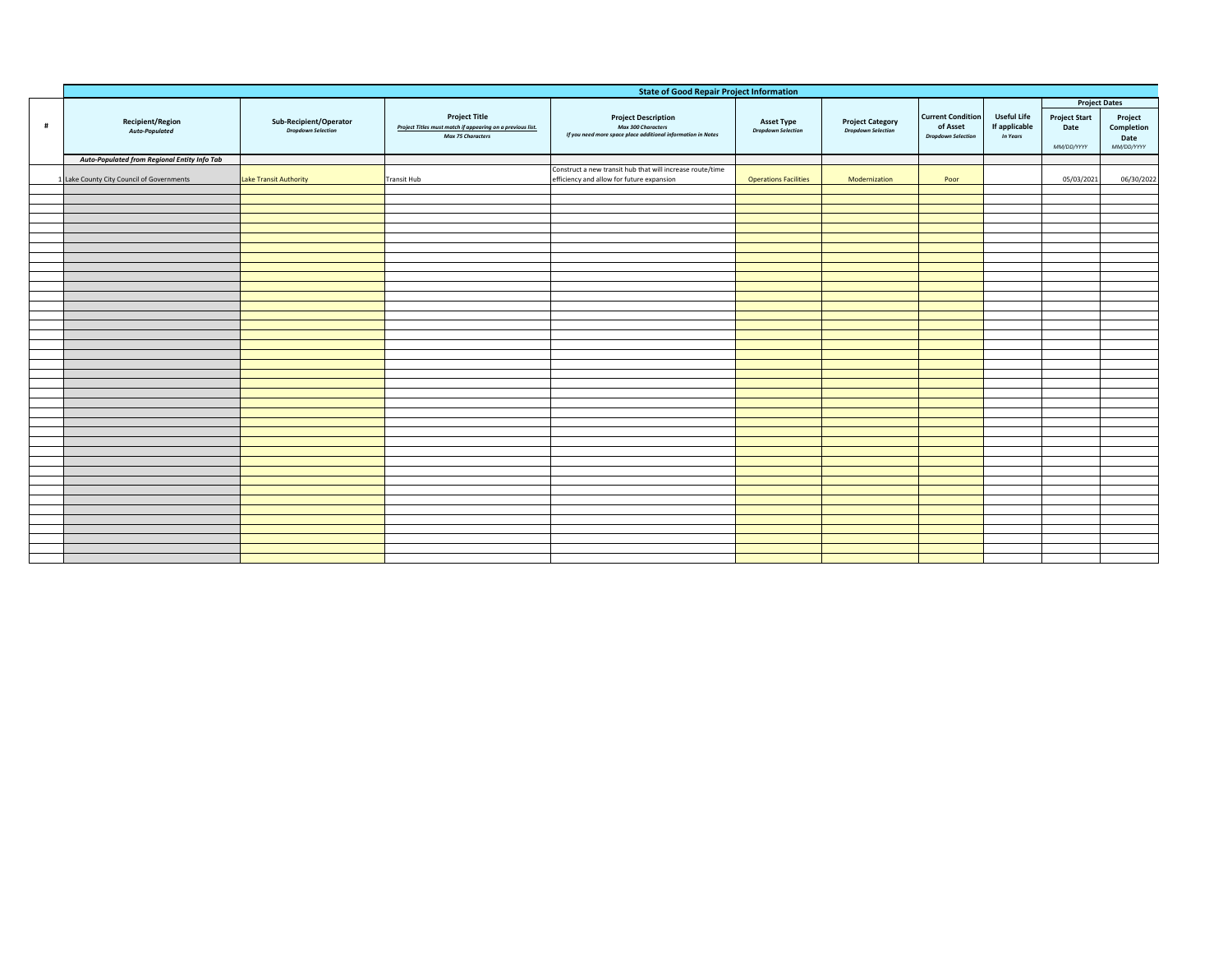| State of Good Repair Project Information | | | | | | | | | | |
|---|---|---|---|---|---|---|---|---|---|---|
| # | Recipient/Region *Auto-Populated* | Sub-Recipient/Operator *Dropdown Selection* | Project Title *Project Titles must match if appearing on a previous list. Max 75 Characters* | Project Description *Max 300 Characters If you need more space place additional information in Notes* | Asset Type *Dropdown Selection* | Project Category *Dropdown Selection* | Current Condition of Asset *Dropdown Selection* | Useful Life If applicable *In Years* | Project Dates: Project Start Date *MM/DD/YYYY* | Project Dates: Project Completion Date *MM/DD/YYYY* |
| | *Auto-Populated from Regional Entity Info Tab* | | | | | | | | | |
| 1 | Lake County City Council of Governments | Lake Transit Authority | Transit Hub | Construct a new transit hub that will increase route/time efficiency and allow for future expansion | Operations Facilities | Modernization | Poor | | 05/03/2021 | 06/30/2022 |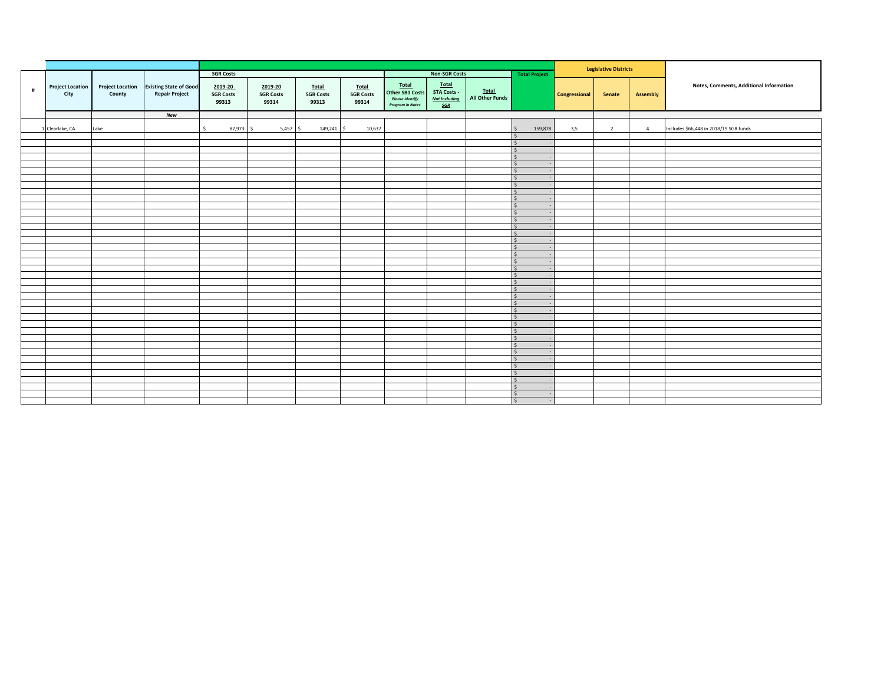| # | Project Location City | Project Location County | Existing State of Good Repair Project | SGR Costs | | | | Non-SGR Costs | | | Total Project | Legislative Districts | | | Notes, Comments, Additional Information |
|---|---|---|---|---|---|---|---|---|---|---|---|---|---|---|---|
| | | | | 2019-20 SGR Costs 99313 | 2019-20 SGR Costs 99314 | Total SGR Costs 99313 | Total SGR Costs 99314 | Total Other SB1 Costs *Please Identify Program in Notes* | Total STA Costs - *Not Including SGR* | Total All Other Funds | | Congressional | Senate | Assembly | |
| | | | *New* | | | | | | | | | | | | |
| 1 | Clearlake, CA | Lake | | $ 87,973 | $ 5,457 | $ 149,241 | $ 10,637 | | | | $ 159,878 | 3,5 | 2 | 4 | Includes $66,448 in 2018/19 SGR funds |
| | | | | | | | | | | | $ - | | | | |
| | | | | | | | | | | | $ - | | | | |
| | | | | | | | | | | | $ - | | | | |
| | | | | | | | | | | | $ - | | | | |
| | | | | | | | | | | | $ - | | | | |
| | | | | | | | | | | | $ - | | | | |
| | | | | | | | | | | | $ - | | | | |
| | | | | | | | | | | | $ - | | | | |
| | | | | | | | | | | | $ - | | | | |
| | | | | | | | | | | | $ - | | | | |
| | | | | | | | | | | | $ - | | | | |
| | | | | | | | | | | | $ - | | | | |
| | | | | | | | | | | | $ - | | | | |
| | | | | | | | | | | | $ - | | | | |
| | | | | | | | | | | | $ - | | | | |
| | | | | | | | | | | | $ - | | | | |
| | | | | | | | | | | | $ - | | | | |
| | | | | | | | | | | | $ - | | | | |
| | | | | | | | | | | | $ - | | | | |
| | | | | | | | | | | | $ - | | | | |
| | | | | | | | | | | | $ - | | | | |
| | | | | | | | | | | | $ - | | | | |
| | | | | | | | | | | | $ - | | | | |
| | | | | | | | | | | | $ - | | | | |
| | | | | | | | | | | | $ - | | | | |
| | | | | | | | | | | | $ - | | | | |
| | | | | | | | | | | | $ - | | | | |
| | | | | | | | | | | | $ - | | | | |
| | | | | | | | | | | | $ - | | | | |
| | | | | | | | | | | | $ - | | | | |
| | | | | | | | | | | | $ - | | | | |
| | | | | | | | | | | | $ - | | | | |
| | | | | | | | | | | | $ - | | | | |
| | | | | | | | | | | | $ - | | | | |
| | | | | | | | | | | | $ - | | | | |
| | | | | | | | | | | | $ - | | | | |
| | | | | | | | | | | | $ - | | | | |
| | | | | | | | | | | | $ - | | | | |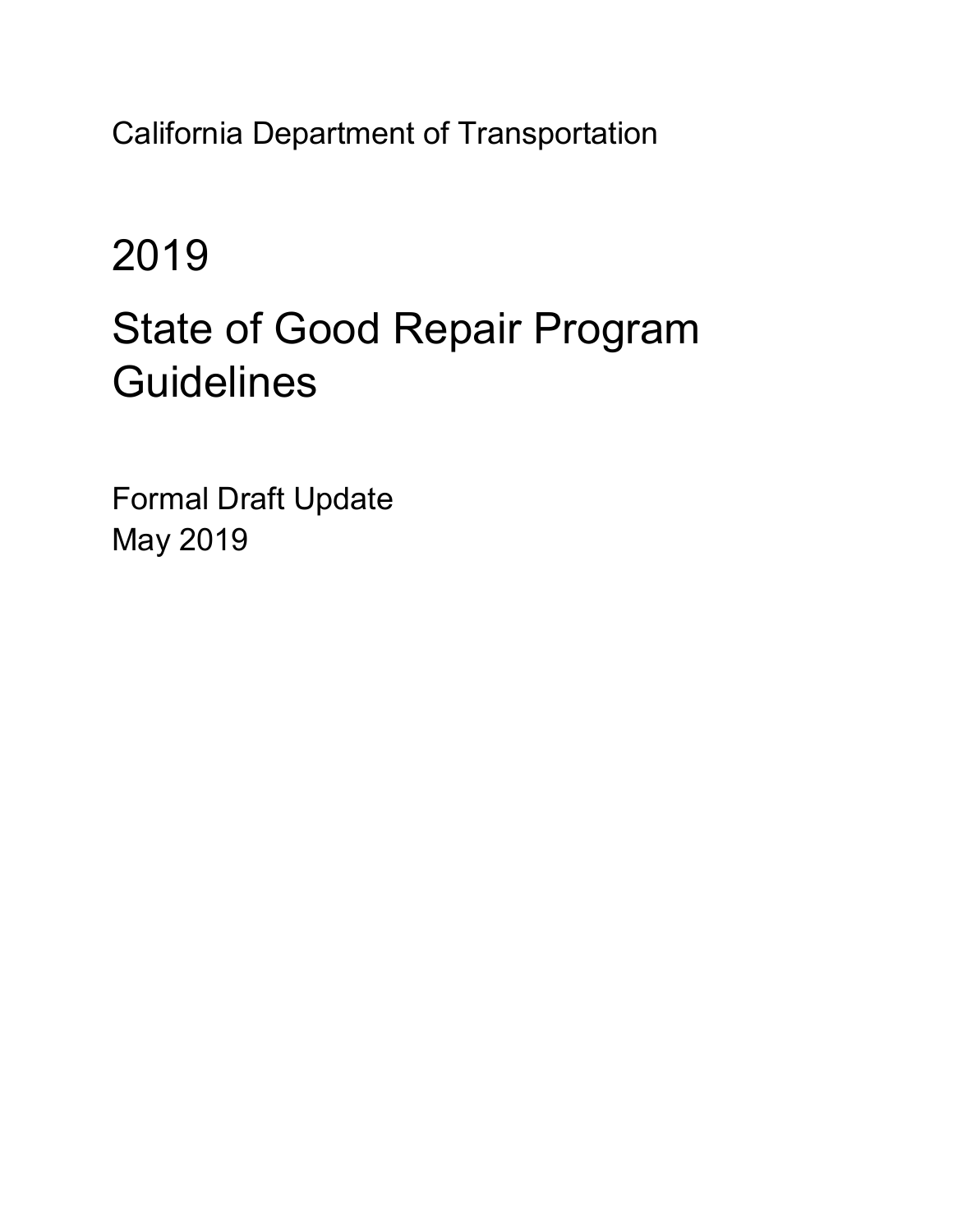California Department of Transportation

# 2019

# State of Good Repair Program Guidelines

Formal Draft Update
May 2019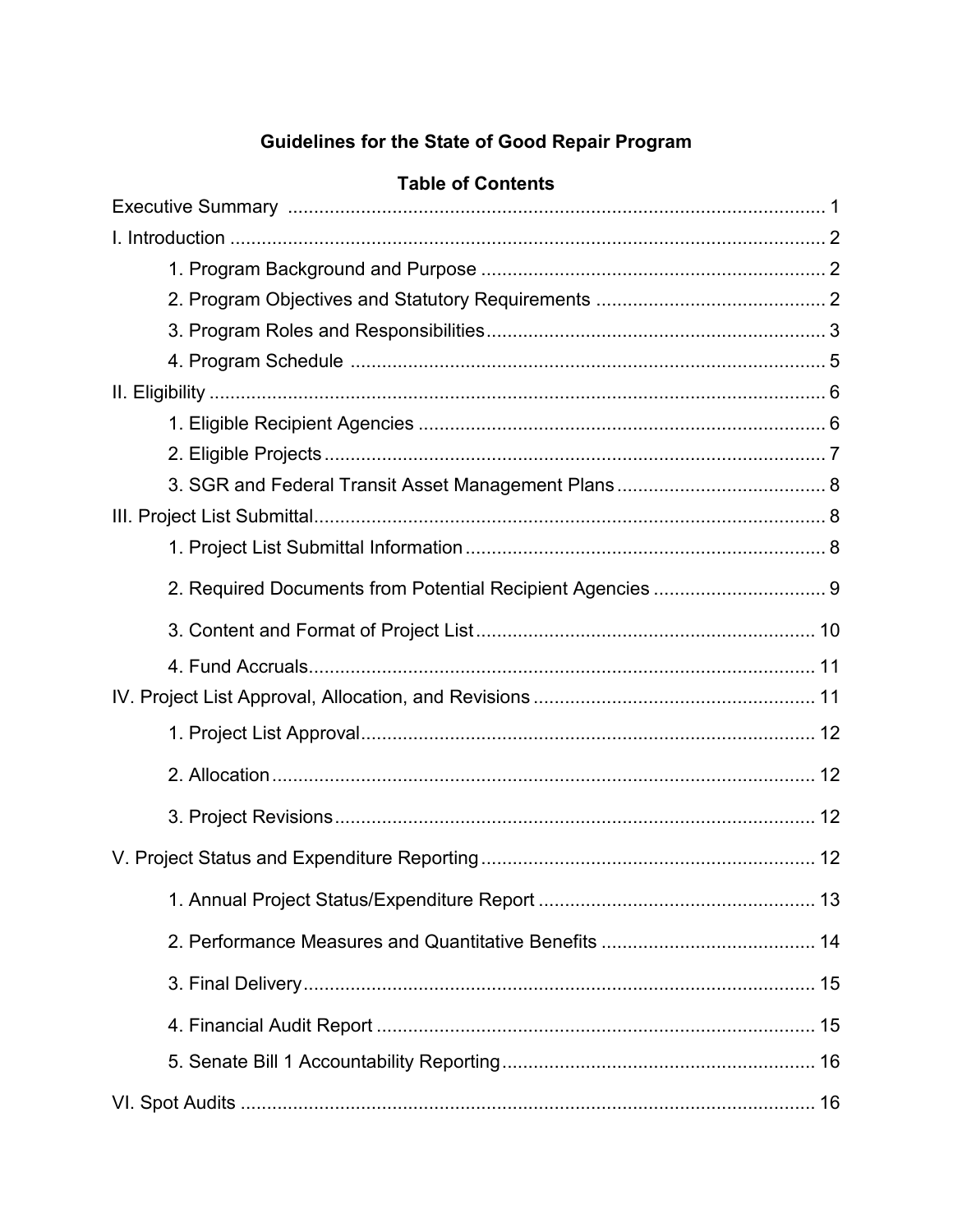# Guidelines for the State of Good Repair Program

## Table of Contents

Executive Summary ........................................................................................................ 1

I. Introduction .................................................................................................................. 2

- 1. Program Background and Purpose .................................................................. 2
- 2. Program Objectives and Statutory Requirements ............................................ 2
- 3. Program Roles and Responsibilities................................................................. 3
- 4. Program Schedule ........................................................................................... 5

II. Eligibility ...................................................................................................................... 6

- 1. Eligible Recipient Agencies .............................................................................. 6
- 2. Eligible Projects ................................................................................................ 7
- 3. SGR and Federal Transit Asset Management Plans ........................................ 8

III. Project List Submittal................................................................................................. 8

- 1. Project List Submittal Information ..................................................................... 8
- 2. Required Documents from Potential Recipient Agencies ................................. 9
- 3. Content and Format of Project List ................................................................. 10
- 4. Fund Accruals................................................................................................. 11

IV. Project List Approval, Allocation, and Revisions ...................................................... 11

- 1. Project List Approval....................................................................................... 12
- 2. Allocation ........................................................................................................ 12
- 3. Project Revisions ............................................................................................ 12

V. Project Status and Expenditure Reporting ................................................................ 12

- 1. Annual Project Status/Expenditure Report ..................................................... 13
- 2. Performance Measures and Quantitative Benefits .......................................... 14
- 3. Final Delivery.................................................................................................. 15
- 4. Financial Audit Report .................................................................................... 15
- 5. Senate Bill 1 Accountability Reporting............................................................ 16

VI. Spot Audits .............................................................................................................. 16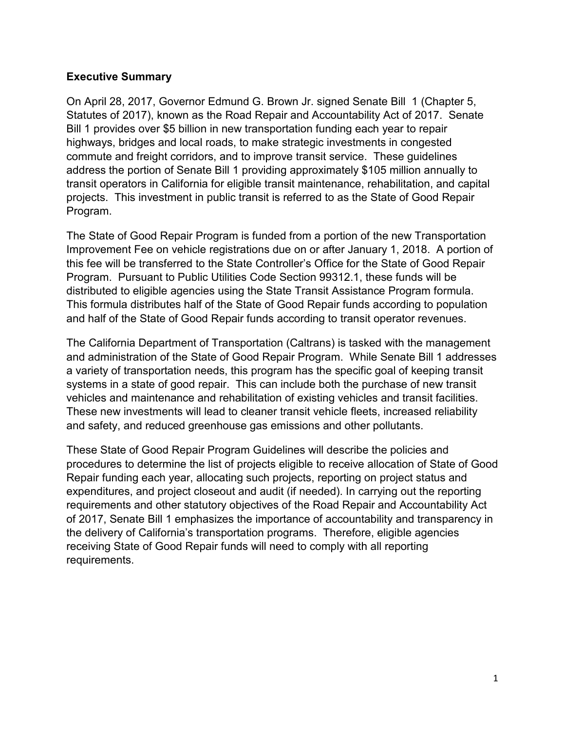**Executive Summary**

On April 28, 2017, Governor Edmund G. Brown Jr. signed Senate Bill 1 (Chapter 5, Statutes of 2017), known as the Road Repair and Accountability Act of 2017. Senate Bill 1 provides over $5 billion in new transportation funding each year to repair highways, bridges and local roads, to make strategic investments in congested commute and freight corridors, and to improve transit service. These guidelines address the portion of Senate Bill 1 providing approximately $105 million annually to transit operators in California for eligible transit maintenance, rehabilitation, and capital projects. This investment in public transit is referred to as the State of Good Repair Program.

The State of Good Repair Program is funded from a portion of the new Transportation Improvement Fee on vehicle registrations due on or after January 1, 2018. A portion of this fee will be transferred to the State Controller's Office for the State of Good Repair Program. Pursuant to Public Utilities Code Section 99312.1, these funds will be distributed to eligible agencies using the State Transit Assistance Program formula. This formula distributes half of the State of Good Repair funds according to population and half of the State of Good Repair funds according to transit operator revenues.

The California Department of Transportation (Caltrans) is tasked with the management and administration of the State of Good Repair Program. While Senate Bill 1 addresses a variety of transportation needs, this program has the specific goal of keeping transit systems in a state of good repair. This can include both the purchase of new transit vehicles and maintenance and rehabilitation of existing vehicles and transit facilities. These new investments will lead to cleaner transit vehicle fleets, increased reliability and safety, and reduced greenhouse gas emissions and other pollutants.

These State of Good Repair Program Guidelines will describe the policies and procedures to determine the list of projects eligible to receive allocation of State of Good Repair funding each year, allocating such projects, reporting on project status and expenditures, and project closeout and audit (if needed). In carrying out the reporting requirements and other statutory objectives of the Road Repair and Accountability Act of 2017, Senate Bill 1 emphasizes the importance of accountability and transparency in the delivery of California's transportation programs. Therefore, eligible agencies receiving State of Good Repair funds will need to comply with all reporting requirements.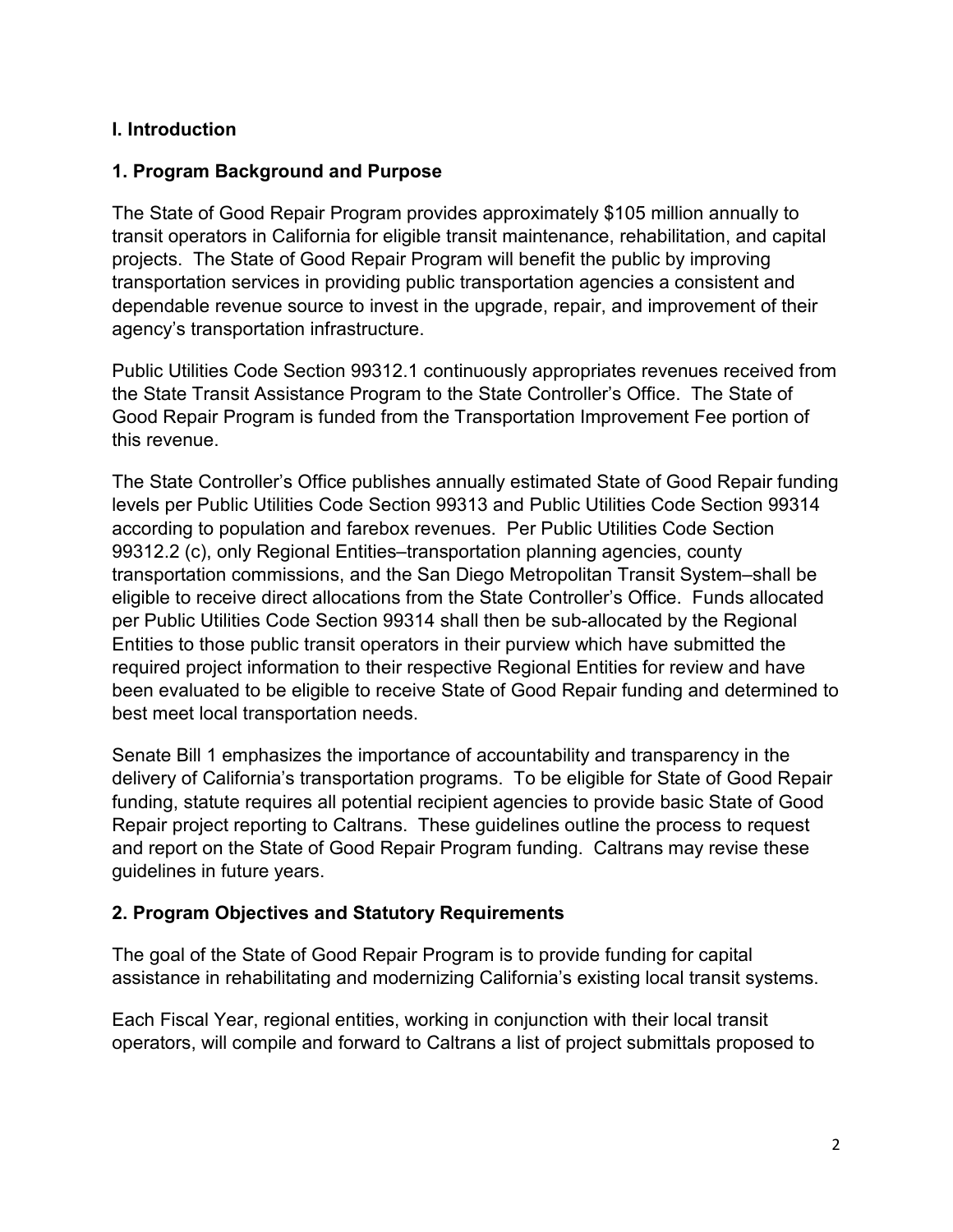## I. Introduction

### 1. Program Background and Purpose

The State of Good Repair Program provides approximately $105 million annually to transit operators in California for eligible transit maintenance, rehabilitation, and capital projects. The State of Good Repair Program will benefit the public by improving transportation services in providing public transportation agencies a consistent and dependable revenue source to invest in the upgrade, repair, and improvement of their agency's transportation infrastructure.

Public Utilities Code Section 99312.1 continuously appropriates revenues received from the State Transit Assistance Program to the State Controller's Office. The State of Good Repair Program is funded from the Transportation Improvement Fee portion of this revenue.

The State Controller's Office publishes annually estimated State of Good Repair funding levels per Public Utilities Code Section 99313 and Public Utilities Code Section 99314 according to population and farebox revenues. Per Public Utilities Code Section 99312.2 (c), only Regional Entities–transportation planning agencies, county transportation commissions, and the San Diego Metropolitan Transit System–shall be eligible to receive direct allocations from the State Controller's Office. Funds allocated per Public Utilities Code Section 99314 shall then be sub-allocated by the Regional Entities to those public transit operators in their purview which have submitted the required project information to their respective Regional Entities for review and have been evaluated to be eligible to receive State of Good Repair funding and determined to best meet local transportation needs.

Senate Bill 1 emphasizes the importance of accountability and transparency in the delivery of California's transportation programs. To be eligible for State of Good Repair funding, statute requires all potential recipient agencies to provide basic State of Good Repair project reporting to Caltrans. These guidelines outline the process to request and report on the State of Good Repair Program funding. Caltrans may revise these guidelines in future years.

### 2. Program Objectives and Statutory Requirements

The goal of the State of Good Repair Program is to provide funding for capital assistance in rehabilitating and modernizing California's existing local transit systems.

Each Fiscal Year, regional entities, working in conjunction with their local transit operators, will compile and forward to Caltrans a list of project submittals proposed to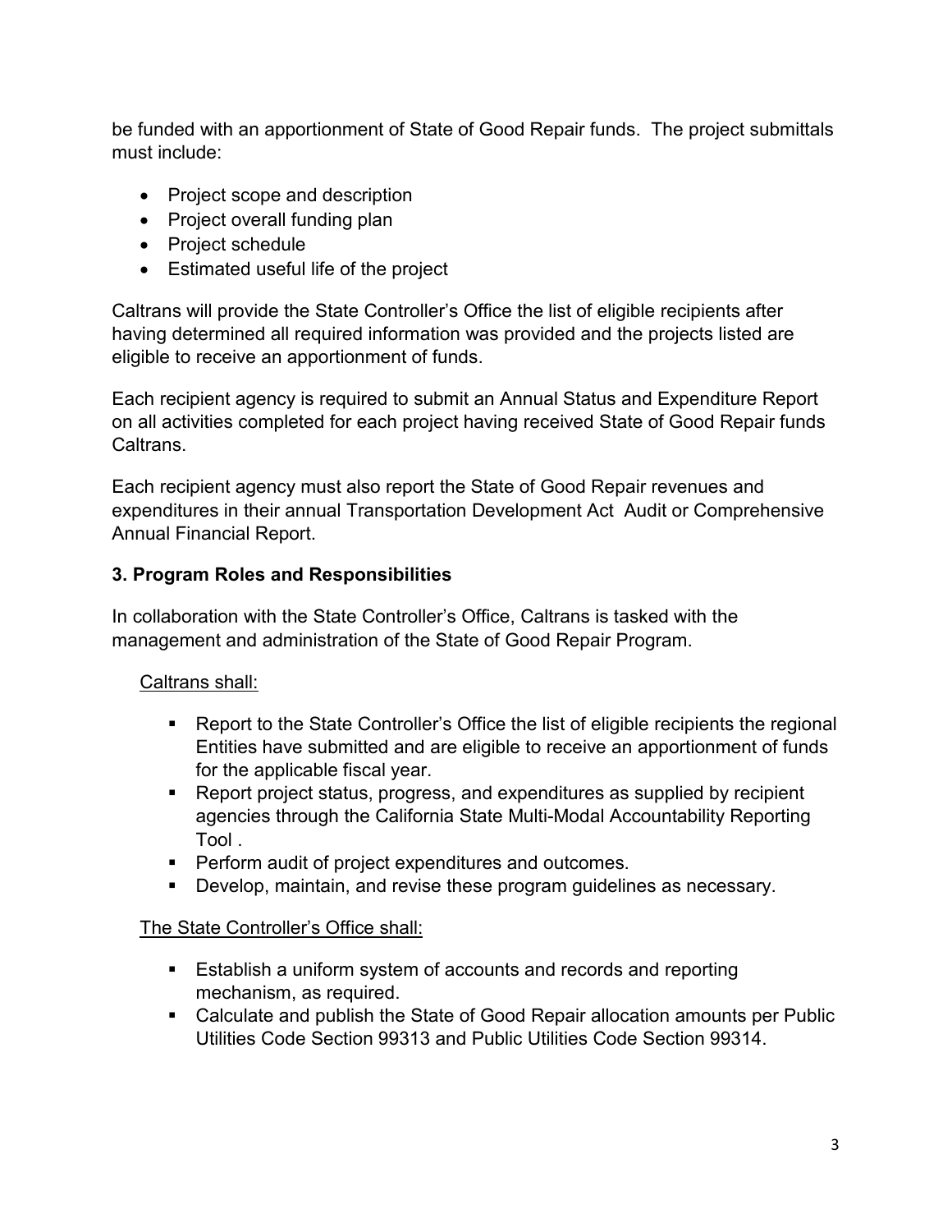be funded with an apportionment of State of Good Repair funds. The project submittals must include:

- Project scope and description
- Project overall funding plan
- Project schedule
- Estimated useful life of the project

Caltrans will provide the State Controller's Office the list of eligible recipients after having determined all required information was provided and the projects listed are eligible to receive an apportionment of funds.

Each recipient agency is required to submit an Annual Status and Expenditure Report on all activities completed for each project having received State of Good Repair funds Caltrans.

Each recipient agency must also report the State of Good Repair revenues and expenditures in their annual Transportation Development Act Audit or Comprehensive Annual Financial Report.

## 3. Program Roles and Responsibilities

In collaboration with the State Controller's Office, Caltrans is tasked with the management and administration of the State of Good Repair Program.

Caltrans shall:

- Report to the State Controller's Office the list of eligible recipients the regional Entities have submitted and are eligible to receive an apportionment of funds for the applicable fiscal year.
- Report project status, progress, and expenditures as supplied by recipient agencies through the California State Multi-Modal Accountability Reporting Tool .
- Perform audit of project expenditures and outcomes.
- Develop, maintain, and revise these program guidelines as necessary.

The State Controller's Office shall:

- Establish a uniform system of accounts and records and reporting mechanism, as required.
- Calculate and publish the State of Good Repair allocation amounts per Public Utilities Code Section 99313 and Public Utilities Code Section 99314.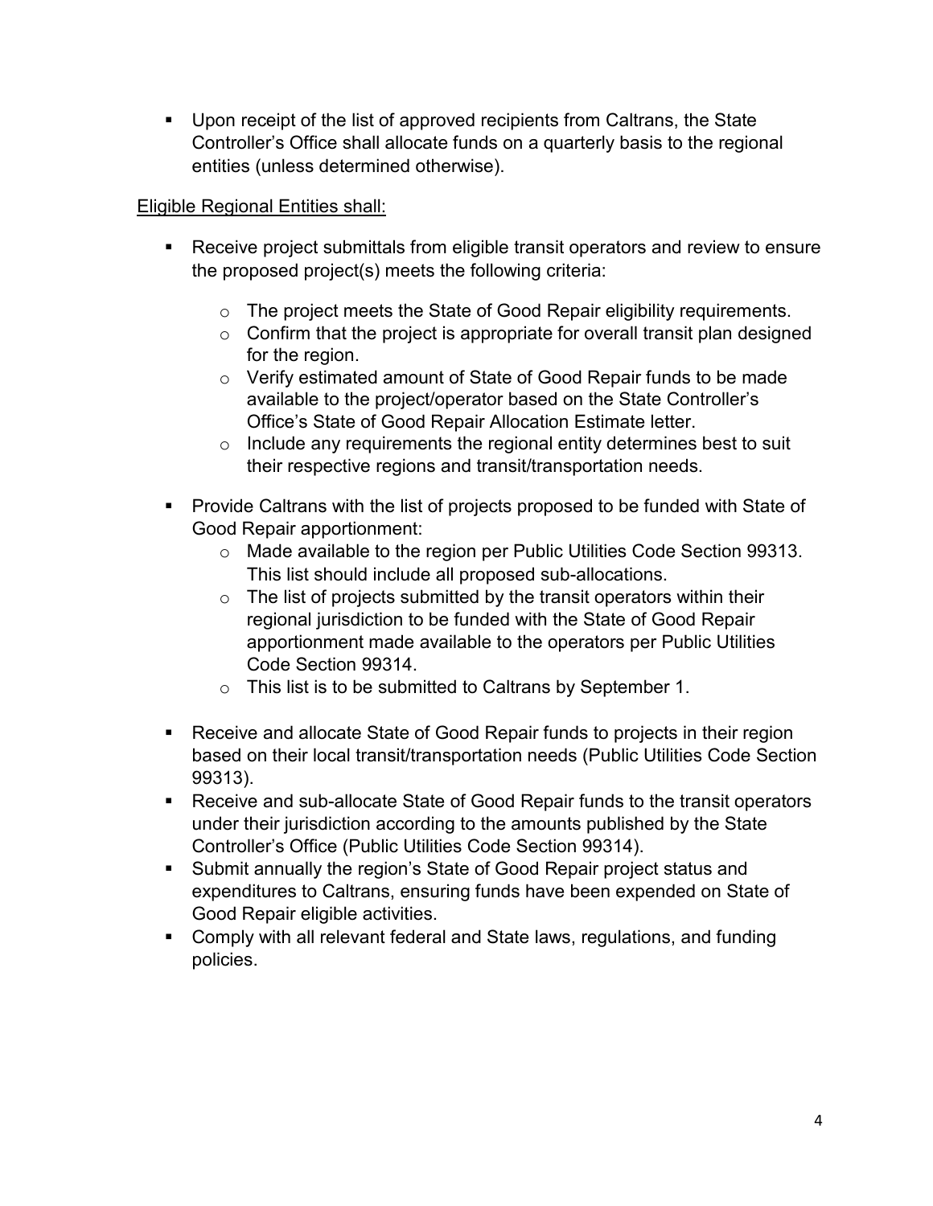- Upon receipt of the list of approved recipients from Caltrans, the State Controller's Office shall allocate funds on a quarterly basis to the regional entities (unless determined otherwise).

<u>Eligible Regional Entities shall:</u>

- Receive project submittals from eligible transit operators and review to ensure the proposed project(s) meets the following criteria:
  - The project meets the State of Good Repair eligibility requirements.
  - Confirm that the project is appropriate for overall transit plan designed for the region.
  - Verify estimated amount of State of Good Repair funds to be made available to the project/operator based on the State Controller's Office's State of Good Repair Allocation Estimate letter.
  - Include any requirements the regional entity determines best to suit their respective regions and transit/transportation needs.
- Provide Caltrans with the list of projects proposed to be funded with State of Good Repair apportionment:
  - Made available to the region per Public Utilities Code Section 99313. This list should include all proposed sub-allocations.
  - The list of projects submitted by the transit operators within their regional jurisdiction to be funded with the State of Good Repair apportionment made available to the operators per Public Utilities Code Section 99314.
  - This list is to be submitted to Caltrans by September 1.
- Receive and allocate State of Good Repair funds to projects in their region based on their local transit/transportation needs (Public Utilities Code Section 99313).
- Receive and sub-allocate State of Good Repair funds to the transit operators under their jurisdiction according to the amounts published by the State Controller's Office (Public Utilities Code Section 99314).
- Submit annually the region's State of Good Repair project status and expenditures to Caltrans, ensuring funds have been expended on State of Good Repair eligible activities.
- Comply with all relevant federal and State laws, regulations, and funding policies.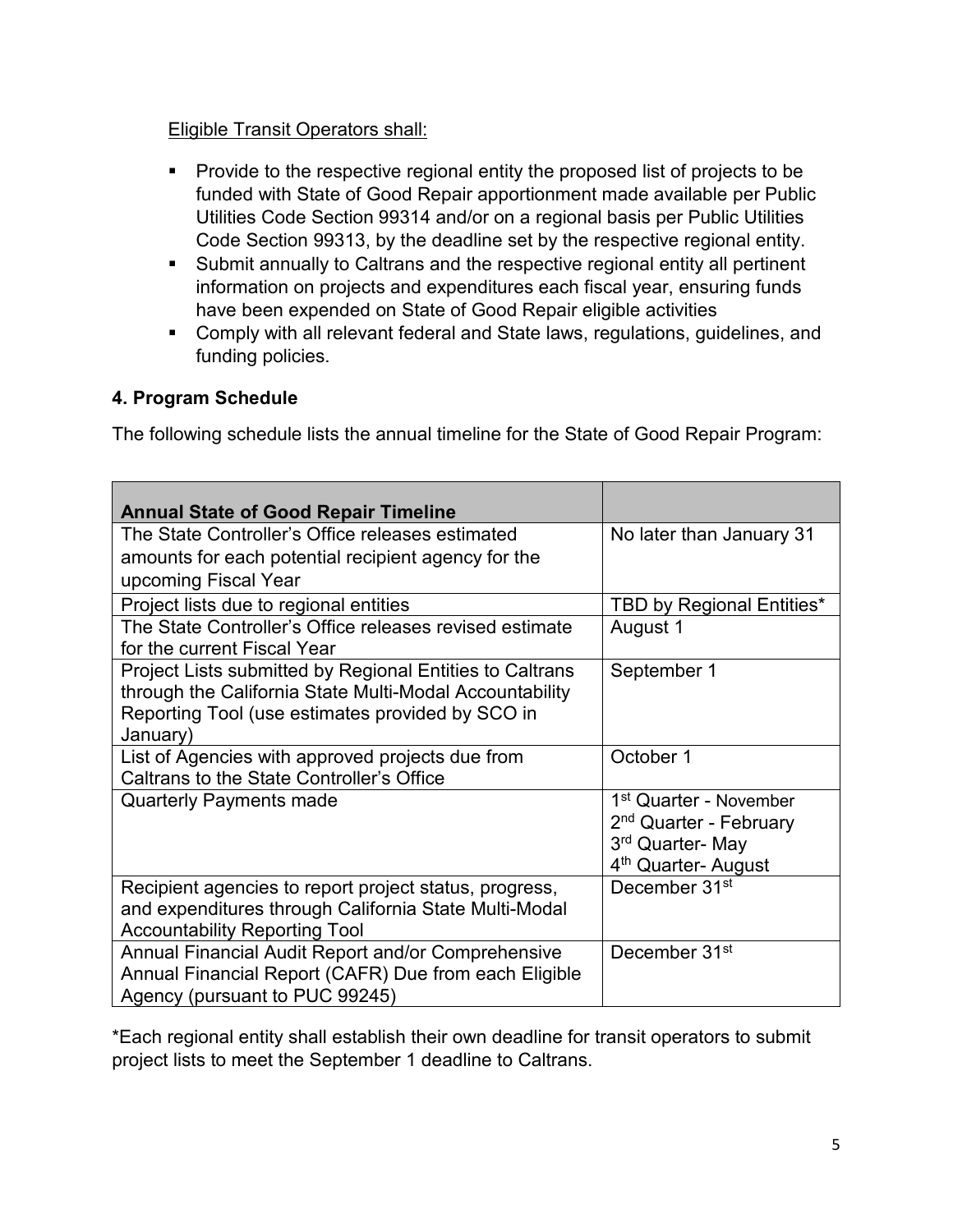Eligible Transit Operators shall:

- Provide to the respective regional entity the proposed list of projects to be funded with State of Good Repair apportionment made available per Public Utilities Code Section 99314 and/or on a regional basis per Public Utilities Code Section 99313, by the deadline set by the respective regional entity.
- Submit annually to Caltrans and the respective regional entity all pertinent information on projects and expenditures each fiscal year, ensuring funds have been expended on State of Good Repair eligible activities
- Comply with all relevant federal and State laws, regulations, guidelines, and funding policies.

### 4. Program Schedule

The following schedule lists the annual timeline for the State of Good Repair Program:

| Annual State of Good Repair Timeline | |
|---|---|
| The State Controller's Office releases estimated amounts for each potential recipient agency for the upcoming Fiscal Year | No later than January 31 |
| Project lists due to regional entities | TBD by Regional Entities* |
| The State Controller's Office releases revised estimate for the current Fiscal Year | August 1 |
| Project Lists submitted by Regional Entities to Caltrans through the California State Multi-Modal Accountability Reporting Tool (use estimates provided by SCO in January) | September 1 |
| List of Agencies with approved projects due from Caltrans to the State Controller's Office | October 1 |
| Quarterly Payments made | 1st Quarter - November<br>2nd Quarter - February<br>3rd Quarter- May<br>4th Quarter- August |
| Recipient agencies to report project status, progress, and expenditures through California State Multi-Modal Accountability Reporting Tool | December 31st |
| Annual Financial Audit Report and/or Comprehensive Annual Financial Report (CAFR) Due from each Eligible Agency (pursuant to PUC 99245) | December 31st |

*Each regional entity shall establish their own deadline for transit operators to submit project lists to meet the September 1 deadline to Caltrans.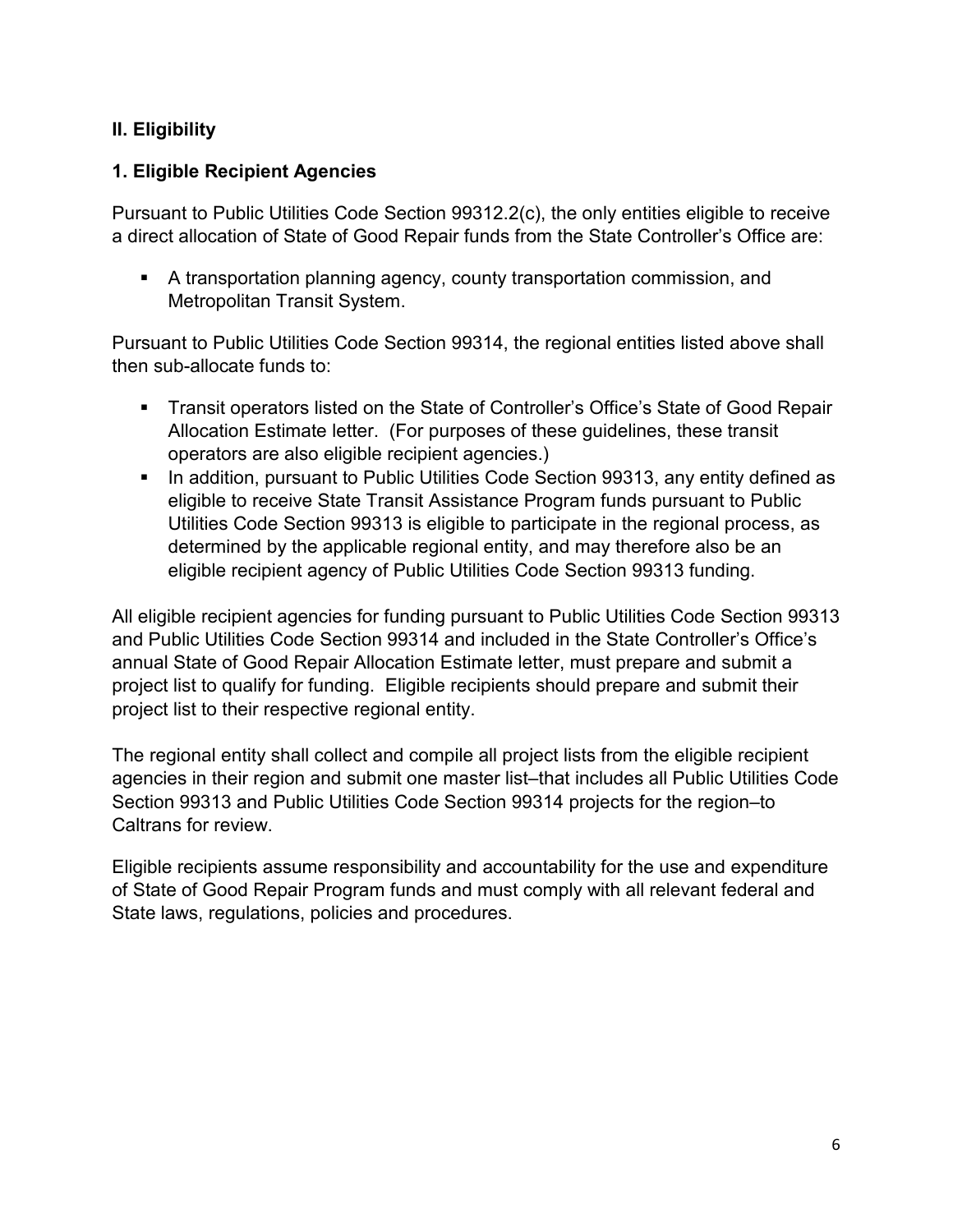## II. Eligibility

### 1. Eligible Recipient Agencies

Pursuant to Public Utilities Code Section 99312.2(c), the only entities eligible to receive a direct allocation of State of Good Repair funds from the State Controller's Office are:

- A transportation planning agency, county transportation commission, and Metropolitan Transit System.

Pursuant to Public Utilities Code Section 99314, the regional entities listed above shall then sub-allocate funds to:

- Transit operators listed on the State of Controller's Office's State of Good Repair Allocation Estimate letter. (For purposes of these guidelines, these transit operators are also eligible recipient agencies.)
- In addition, pursuant to Public Utilities Code Section 99313, any entity defined as eligible to receive State Transit Assistance Program funds pursuant to Public Utilities Code Section 99313 is eligible to participate in the regional process, as determined by the applicable regional entity, and may therefore also be an eligible recipient agency of Public Utilities Code Section 99313 funding.

All eligible recipient agencies for funding pursuant to Public Utilities Code Section 99313 and Public Utilities Code Section 99314 and included in the State Controller's Office's annual State of Good Repair Allocation Estimate letter, must prepare and submit a project list to qualify for funding. Eligible recipients should prepare and submit their project list to their respective regional entity.

The regional entity shall collect and compile all project lists from the eligible recipient agencies in their region and submit one master list–that includes all Public Utilities Code Section 99313 and Public Utilities Code Section 99314 projects for the region–to Caltrans for review.

Eligible recipients assume responsibility and accountability for the use and expenditure of State of Good Repair Program funds and must comply with all relevant federal and State laws, regulations, policies and procedures.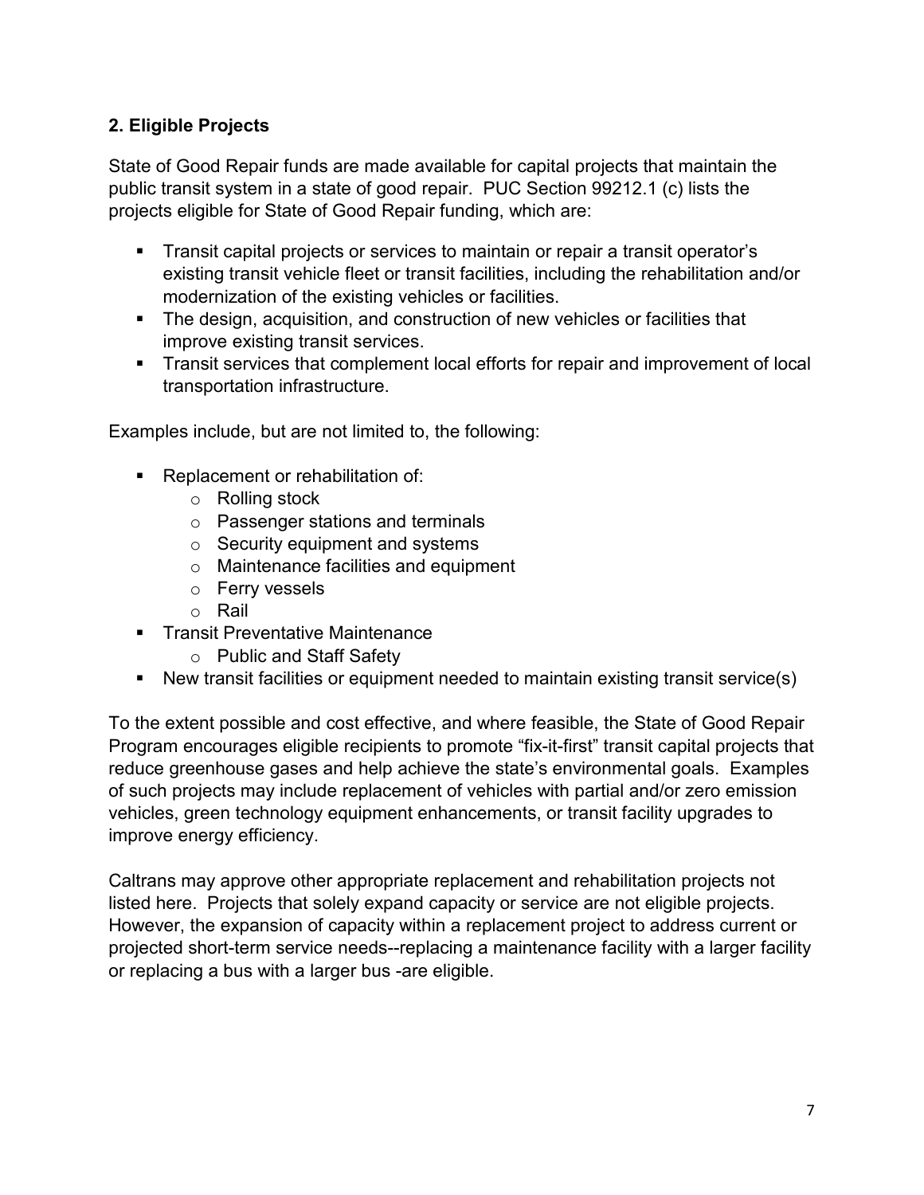## 2. Eligible Projects

State of Good Repair funds are made available for capital projects that maintain the public transit system in a state of good repair. PUC Section 99212.1 (c) lists the projects eligible for State of Good Repair funding, which are:

- Transit capital projects or services to maintain or repair a transit operator's existing transit vehicle fleet or transit facilities, including the rehabilitation and/or modernization of the existing vehicles or facilities.
- The design, acquisition, and construction of new vehicles or facilities that improve existing transit services.
- Transit services that complement local efforts for repair and improvement of local transportation infrastructure.

Examples include, but are not limited to, the following:

- Replacement or rehabilitation of:
  - Rolling stock
  - Passenger stations and terminals
  - Security equipment and systems
  - Maintenance facilities and equipment
  - Ferry vessels
  - Rail
- Transit Preventative Maintenance
  - Public and Staff Safety
- New transit facilities or equipment needed to maintain existing transit service(s)

To the extent possible and cost effective, and where feasible, the State of Good Repair Program encourages eligible recipients to promote "fix-it-first" transit capital projects that reduce greenhouse gases and help achieve the state's environmental goals. Examples of such projects may include replacement of vehicles with partial and/or zero emission vehicles, green technology equipment enhancements, or transit facility upgrades to improve energy efficiency.

Caltrans may approve other appropriate replacement and rehabilitation projects not listed here. Projects that solely expand capacity or service are not eligible projects. However, the expansion of capacity within a replacement project to address current or projected short-term service needs--replacing a maintenance facility with a larger facility or replacing a bus with a larger bus -are eligible.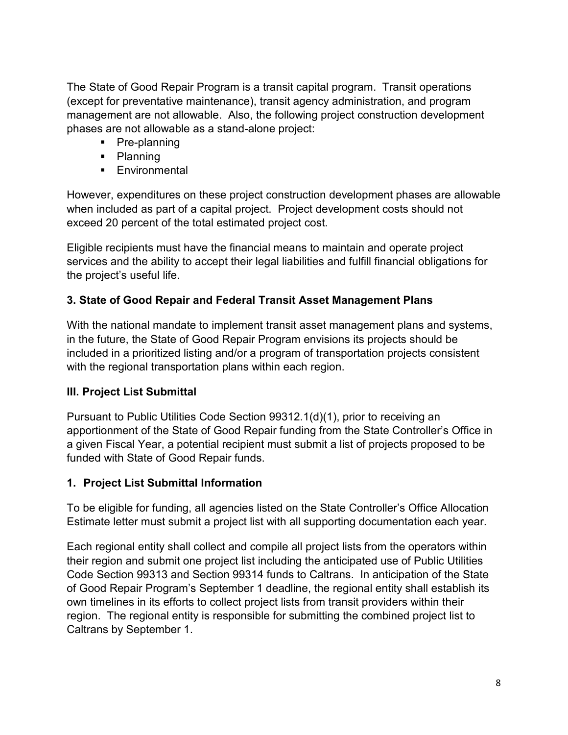The State of Good Repair Program is a transit capital program. Transit operations (except for preventative maintenance), transit agency administration, and program management are not allowable. Also, the following project construction development phases are not allowable as a stand-alone project:

- Pre-planning
- Planning
- Environmental

However, expenditures on these project construction development phases are allowable when included as part of a capital project. Project development costs should not exceed 20 percent of the total estimated project cost.

Eligible recipients must have the financial means to maintain and operate project services and the ability to accept their legal liabilities and fulfill financial obligations for the project's useful life.

### 3. State of Good Repair and Federal Transit Asset Management Plans

With the national mandate to implement transit asset management plans and systems, in the future, the State of Good Repair Program envisions its projects should be included in a prioritized listing and/or a program of transportation projects consistent with the regional transportation plans within each region.

## III. Project List Submittal

Pursuant to Public Utilities Code Section 99312.1(d)(1), prior to receiving an apportionment of the State of Good Repair funding from the State Controller's Office in a given Fiscal Year, a potential recipient must submit a list of projects proposed to be funded with State of Good Repair funds.

### 1. Project List Submittal Information

To be eligible for funding, all agencies listed on the State Controller's Office Allocation Estimate letter must submit a project list with all supporting documentation each year.

Each regional entity shall collect and compile all project lists from the operators within their region and submit one project list including the anticipated use of Public Utilities Code Section 99313 and Section 99314 funds to Caltrans. In anticipation of the State of Good Repair Program's September 1 deadline, the regional entity shall establish its own timelines in its efforts to collect project lists from transit providers within their region. The regional entity is responsible for submitting the combined project list to Caltrans by September 1.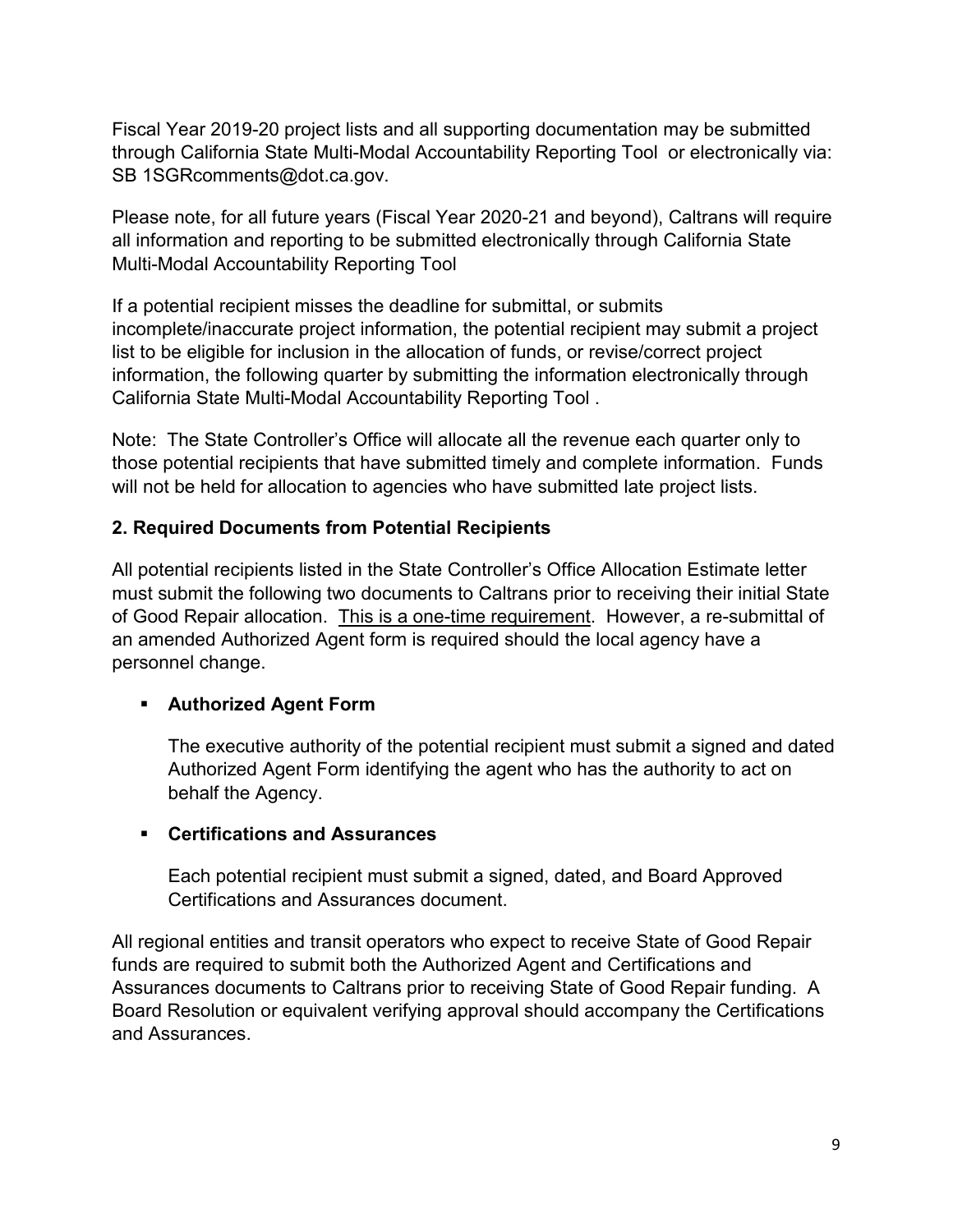Fiscal Year 2019-20 project lists and all supporting documentation may be submitted through California State Multi-Modal Accountability Reporting Tool or electronically via: SB 1SGRcomments@dot.ca.gov.

Please note, for all future years (Fiscal Year 2020-21 and beyond), Caltrans will require all information and reporting to be submitted electronically through California State Multi-Modal Accountability Reporting Tool

If a potential recipient misses the deadline for submittal, or submits incomplete/inaccurate project information, the potential recipient may submit a project list to be eligible for inclusion in the allocation of funds, or revise/correct project information, the following quarter by submitting the information electronically through California State Multi-Modal Accountability Reporting Tool .

Note: The State Controller's Office will allocate all the revenue each quarter only to those potential recipients that have submitted timely and complete information. Funds will not be held for allocation to agencies who have submitted late project lists.

**2. Required Documents from Potential Recipients**

All potential recipients listed in the State Controller's Office Allocation Estimate letter must submit the following two documents to Caltrans prior to receiving their initial State of Good Repair allocation. <u>This is a one-time requirement</u>. However, a re-submittal of an amended Authorized Agent form is required should the local agency have a personnel change.

- **Authorized Agent Form**

  The executive authority of the potential recipient must submit a signed and dated Authorized Agent Form identifying the agent who has the authority to act on behalf the Agency.

- **Certifications and Assurances**

  Each potential recipient must submit a signed, dated, and Board Approved Certifications and Assurances document.

All regional entities and transit operators who expect to receive State of Good Repair funds are required to submit both the Authorized Agent and Certifications and Assurances documents to Caltrans prior to receiving State of Good Repair funding. A Board Resolution or equivalent verifying approval should accompany the Certifications and Assurances.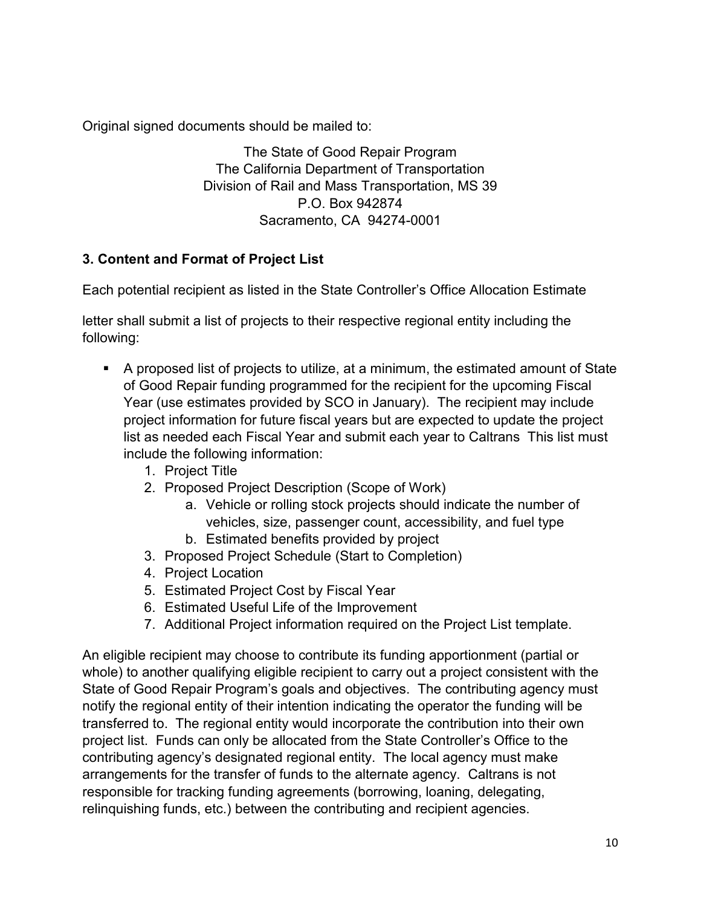Original signed documents should be mailed to:

The State of Good Repair Program
The California Department of Transportation
Division of Rail and Mass Transportation, MS 39
P.O. Box 942874
Sacramento, CA 94274-0001

### 3. Content and Format of Project List

Each potential recipient as listed in the State Controller's Office Allocation Estimate

letter shall submit a list of projects to their respective regional entity including the following:

- A proposed list of projects to utilize, at a minimum, the estimated amount of State of Good Repair funding programmed for the recipient for the upcoming Fiscal Year (use estimates provided by SCO in January). The recipient may include project information for future fiscal years but are expected to update the project list as needed each Fiscal Year and submit each year to Caltrans This list must include the following information:
  1. Project Title
  2. Proposed Project Description (Scope of Work)
     a. Vehicle or rolling stock projects should indicate the number of vehicles, size, passenger count, accessibility, and fuel type
     b. Estimated benefits provided by project
  3. Proposed Project Schedule (Start to Completion)
  4. Project Location
  5. Estimated Project Cost by Fiscal Year
  6. Estimated Useful Life of the Improvement
  7. Additional Project information required on the Project List template.

An eligible recipient may choose to contribute its funding apportionment (partial or whole) to another qualifying eligible recipient to carry out a project consistent with the State of Good Repair Program's goals and objectives. The contributing agency must notify the regional entity of their intention indicating the operator the funding will be transferred to. The regional entity would incorporate the contribution into their own project list. Funds can only be allocated from the State Controller's Office to the contributing agency's designated regional entity. The local agency must make arrangements for the transfer of funds to the alternate agency. Caltrans is not responsible for tracking funding agreements (borrowing, loaning, delegating, relinquishing funds, etc.) between the contributing and recipient agencies.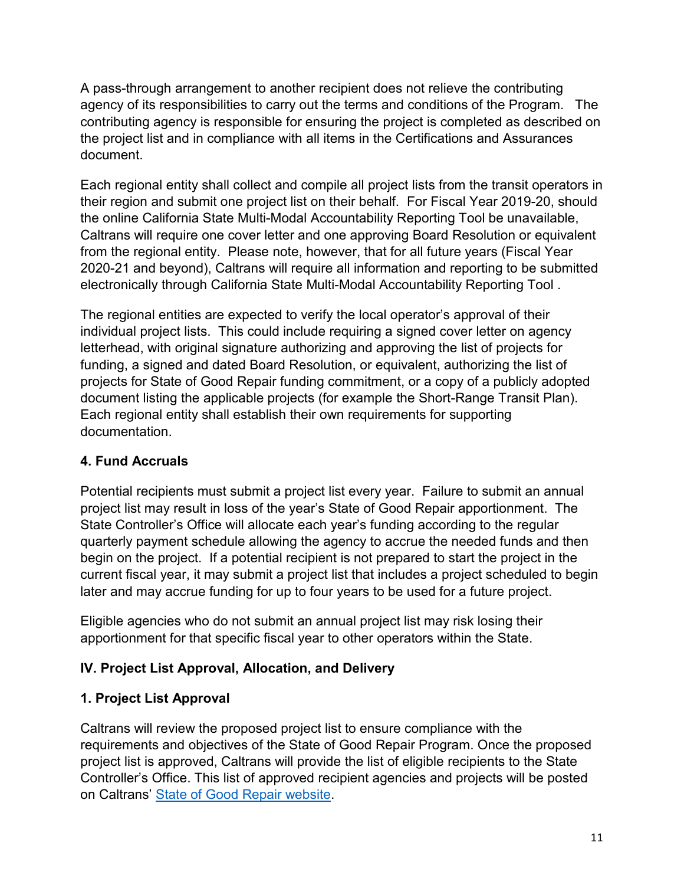A pass-through arrangement to another recipient does not relieve the contributing agency of its responsibilities to carry out the terms and conditions of the Program. The contributing agency is responsible for ensuring the project is completed as described on the project list and in compliance with all items in the Certifications and Assurances document.

Each regional entity shall collect and compile all project lists from the transit operators in their region and submit one project list on their behalf. For Fiscal Year 2019-20, should the online California State Multi-Modal Accountability Reporting Tool be unavailable, Caltrans will require one cover letter and one approving Board Resolution or equivalent from the regional entity. Please note, however, that for all future years (Fiscal Year 2020-21 and beyond), Caltrans will require all information and reporting to be submitted electronically through California State Multi-Modal Accountability Reporting Tool .

The regional entities are expected to verify the local operator's approval of their individual project lists. This could include requiring a signed cover letter on agency letterhead, with original signature authorizing and approving the list of projects for funding, a signed and dated Board Resolution, or equivalent, authorizing the list of projects for State of Good Repair funding commitment, or a copy of a publicly adopted document listing the applicable projects (for example the Short-Range Transit Plan). Each regional entity shall establish their own requirements for supporting documentation.

### 4. Fund Accruals

Potential recipients must submit a project list every year. Failure to submit an annual project list may result in loss of the year's State of Good Repair apportionment. The State Controller's Office will allocate each year's funding according to the regular quarterly payment schedule allowing the agency to accrue the needed funds and then begin on the project. If a potential recipient is not prepared to start the project in the current fiscal year, it may submit a project list that includes a project scheduled to begin later and may accrue funding for up to four years to be used for a future project.

Eligible agencies who do not submit an annual project list may risk losing their apportionment for that specific fiscal year to other operators within the State.

## IV. Project List Approval, Allocation, and Delivery

### 1. Project List Approval

Caltrans will review the proposed project list to ensure compliance with the requirements and objectives of the State of Good Repair Program. Once the proposed project list is approved, Caltrans will provide the list of eligible recipients to the State Controller's Office. This list of approved recipient agencies and projects will be posted on Caltrans' State of Good Repair website.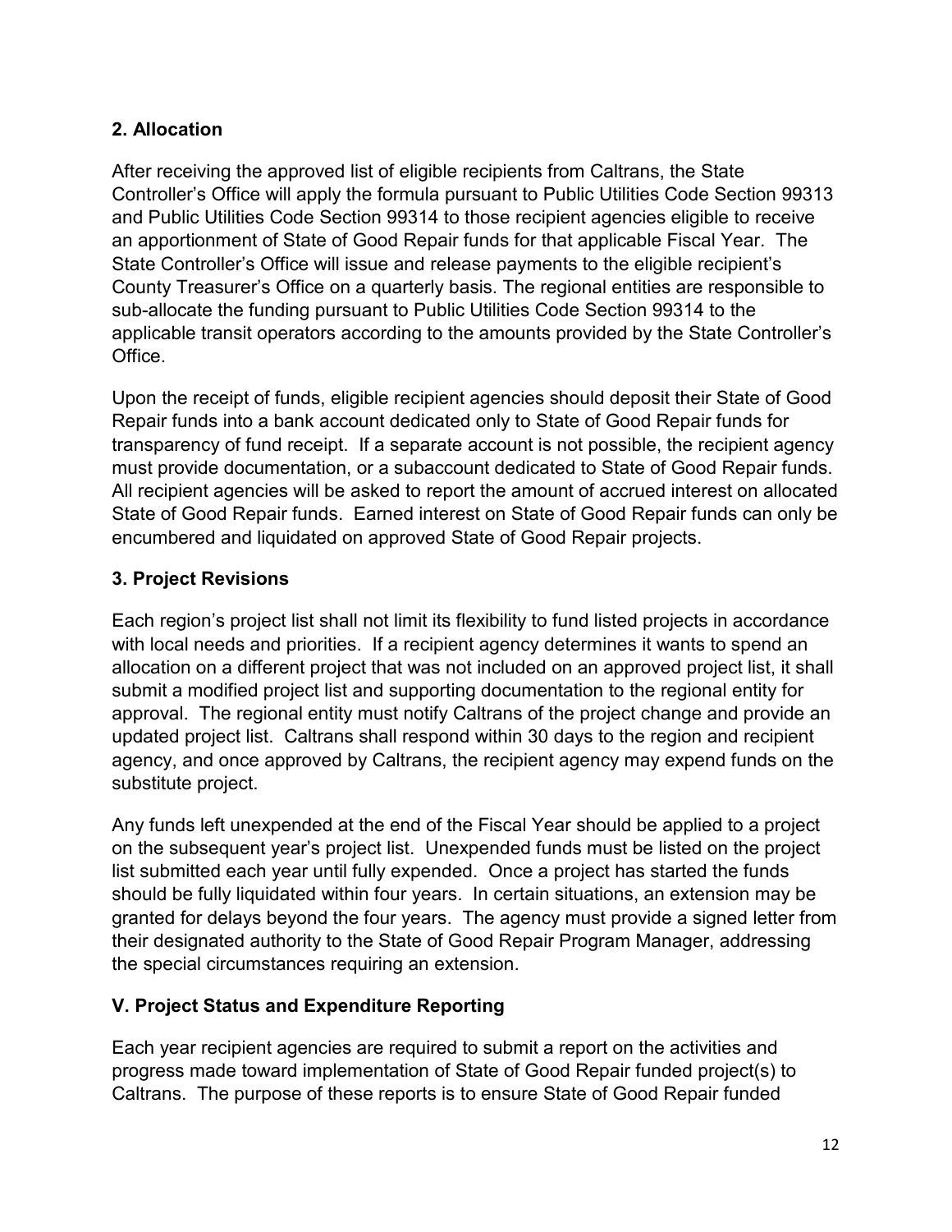### 2. Allocation

After receiving the approved list of eligible recipients from Caltrans, the State Controller's Office will apply the formula pursuant to Public Utilities Code Section 99313 and Public Utilities Code Section 99314 to those recipient agencies eligible to receive an apportionment of State of Good Repair funds for that applicable Fiscal Year. The State Controller's Office will issue and release payments to the eligible recipient's County Treasurer's Office on a quarterly basis. The regional entities are responsible to sub-allocate the funding pursuant to Public Utilities Code Section 99314 to the applicable transit operators according to the amounts provided by the State Controller's Office.

Upon the receipt of funds, eligible recipient agencies should deposit their State of Good Repair funds into a bank account dedicated only to State of Good Repair funds for transparency of fund receipt. If a separate account is not possible, the recipient agency must provide documentation, or a subaccount dedicated to State of Good Repair funds. All recipient agencies will be asked to report the amount of accrued interest on allocated State of Good Repair funds. Earned interest on State of Good Repair funds can only be encumbered and liquidated on approved State of Good Repair projects.

### 3. Project Revisions

Each region's project list shall not limit its flexibility to fund listed projects in accordance with local needs and priorities. If a recipient agency determines it wants to spend an allocation on a different project that was not included on an approved project list, it shall submit a modified project list and supporting documentation to the regional entity for approval. The regional entity must notify Caltrans of the project change and provide an updated project list. Caltrans shall respond within 30 days to the region and recipient agency, and once approved by Caltrans, the recipient agency may expend funds on the substitute project.

Any funds left unexpended at the end of the Fiscal Year should be applied to a project on the subsequent year's project list. Unexpended funds must be listed on the project list submitted each year until fully expended. Once a project has started the funds should be fully liquidated within four years. In certain situations, an extension may be granted for delays beyond the four years. The agency must provide a signed letter from their designated authority to the State of Good Repair Program Manager, addressing the special circumstances requiring an extension.

## V. Project Status and Expenditure Reporting

Each year recipient agencies are required to submit a report on the activities and progress made toward implementation of State of Good Repair funded project(s) to Caltrans. The purpose of these reports is to ensure State of Good Repair funded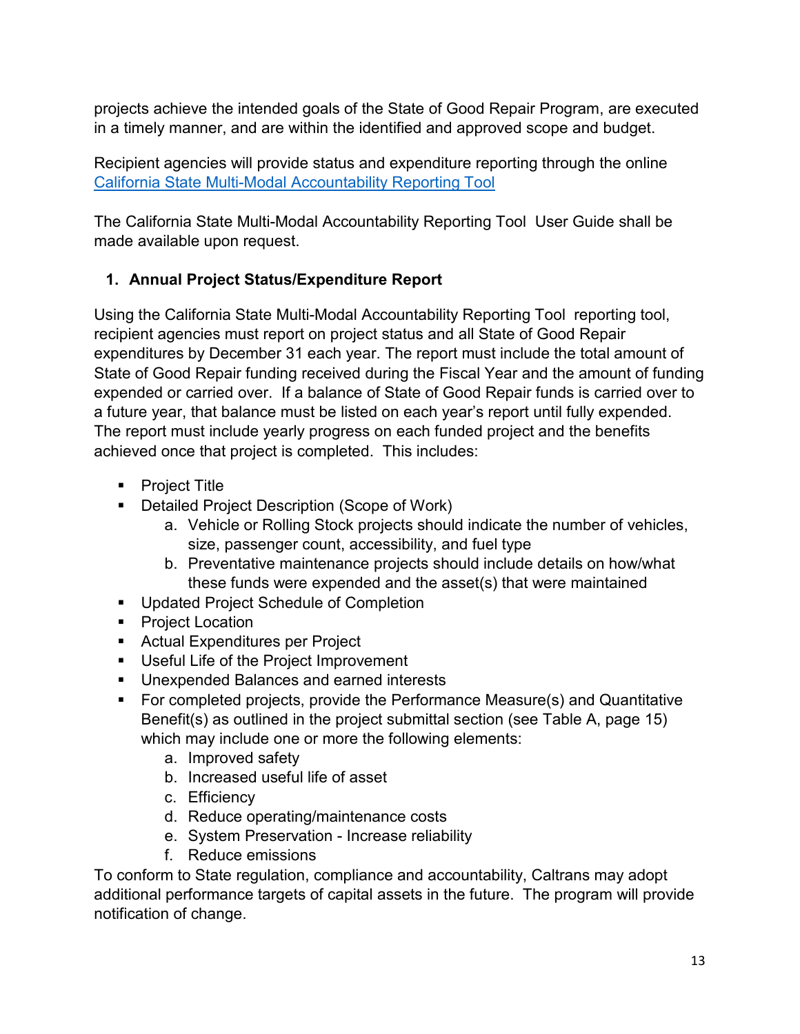projects achieve the intended goals of the State of Good Repair Program, are executed in a timely manner, and are within the identified and approved scope and budget.

Recipient agencies will provide status and expenditure reporting through the online [California State Multi-Modal Accountability Reporting Tool]

The California State Multi-Modal Accountability Reporting Tool User Guide shall be made available upon request.

## 1. Annual Project Status/Expenditure Report

Using the California State Multi-Modal Accountability Reporting Tool reporting tool, recipient agencies must report on project status and all State of Good Repair expenditures by December 31 each year. The report must include the total amount of State of Good Repair funding received during the Fiscal Year and the amount of funding expended or carried over. If a balance of State of Good Repair funds is carried over to a future year, that balance must be listed on each year's report until fully expended. The report must include yearly progress on each funded project and the benefits achieved once that project is completed. This includes:

- Project Title
- Detailed Project Description (Scope of Work)
  a. Vehicle or Rolling Stock projects should indicate the number of vehicles, size, passenger count, accessibility, and fuel type
  b. Preventative maintenance projects should include details on how/what these funds were expended and the asset(s) that were maintained
- Updated Project Schedule of Completion
- Project Location
- Actual Expenditures per Project
- Useful Life of the Project Improvement
- Unexpended Balances and earned interests
- For completed projects, provide the Performance Measure(s) and Quantitative Benefit(s) as outlined in the project submittal section (see Table A, page 15) which may include one or more the following elements:
  a. Improved safety
  b. Increased useful life of asset
  c. Efficiency
  d. Reduce operating/maintenance costs
  e. System Preservation - Increase reliability
  f. Reduce emissions

To conform to State regulation, compliance and accountability, Caltrans may adopt additional performance targets of capital assets in the future. The program will provide notification of change.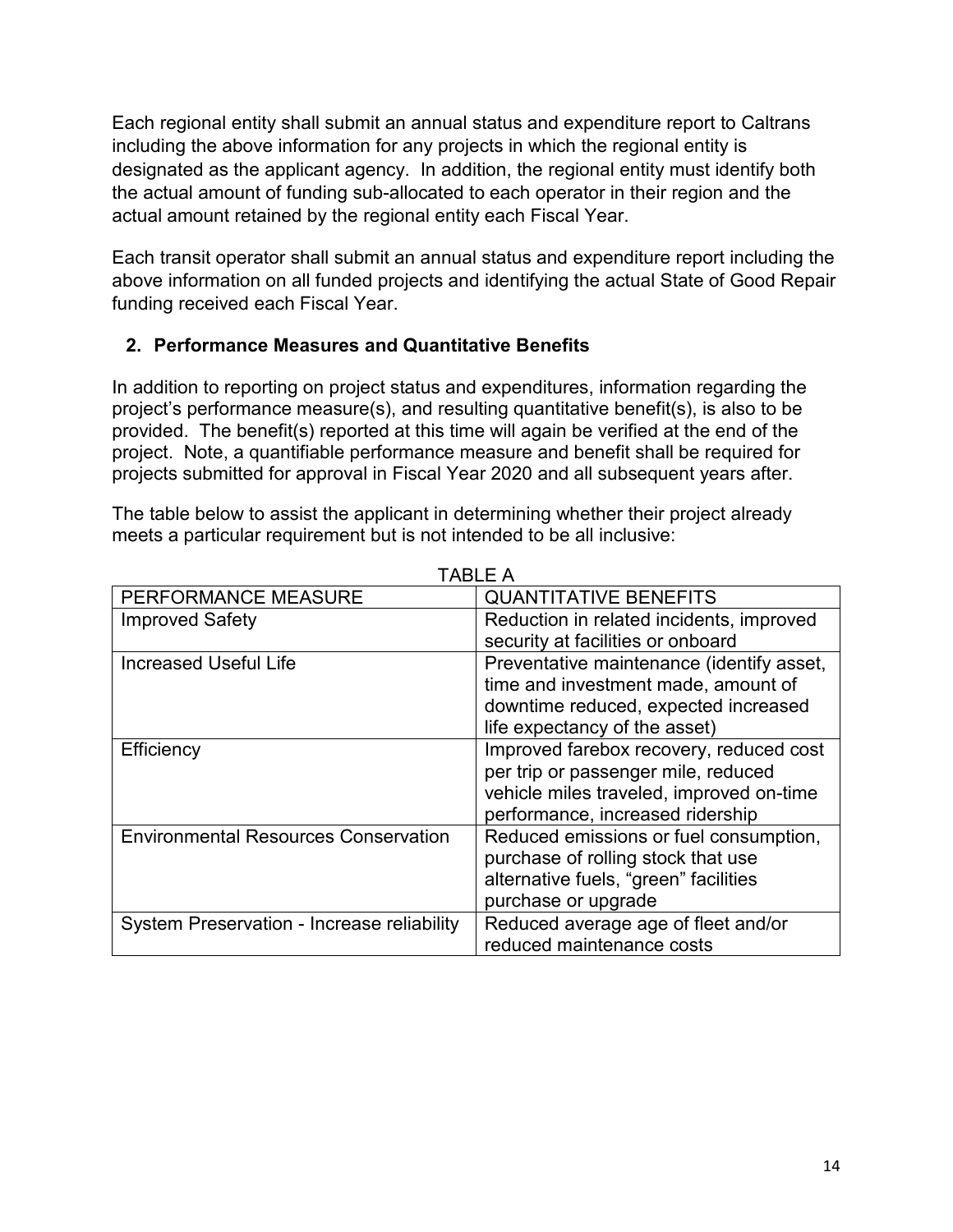Each regional entity shall submit an annual status and expenditure report to Caltrans including the above information for any projects in which the regional entity is designated as the applicant agency. In addition, the regional entity must identify both the actual amount of funding sub-allocated to each operator in their region and the actual amount retained by the regional entity each Fiscal Year.

Each transit operator shall submit an annual status and expenditure report including the above information on all funded projects and identifying the actual State of Good Repair funding received each Fiscal Year.

## 2. Performance Measures and Quantitative Benefits

In addition to reporting on project status and expenditures, information regarding the project's performance measure(s), and resulting quantitative benefit(s), is also to be provided. The benefit(s) reported at this time will again be verified at the end of the project. Note, a quantifiable performance measure and benefit shall be required for projects submitted for approval in Fiscal Year 2020 and all subsequent years after.

The table below to assist the applicant in determining whether their project already meets a particular requirement but is not intended to be all inclusive:

TABLE A

| PERFORMANCE MEASURE | QUANTITATIVE BENEFITS |
|---|---|
| Improved Safety | Reduction in related incidents, improved security at facilities or onboard |
| Increased Useful Life | Preventative maintenance (identify asset, time and investment made, amount of downtime reduced, expected increased life expectancy of the asset) |
| Efficiency | Improved farebox recovery, reduced cost per trip or passenger mile, reduced vehicle miles traveled, improved on-time performance, increased ridership |
| Environmental Resources Conservation | Reduced emissions or fuel consumption, purchase of rolling stock that use alternative fuels, "green" facilities purchase or upgrade |
| System Preservation - Increase reliability | Reduced average age of fleet and/or reduced maintenance costs |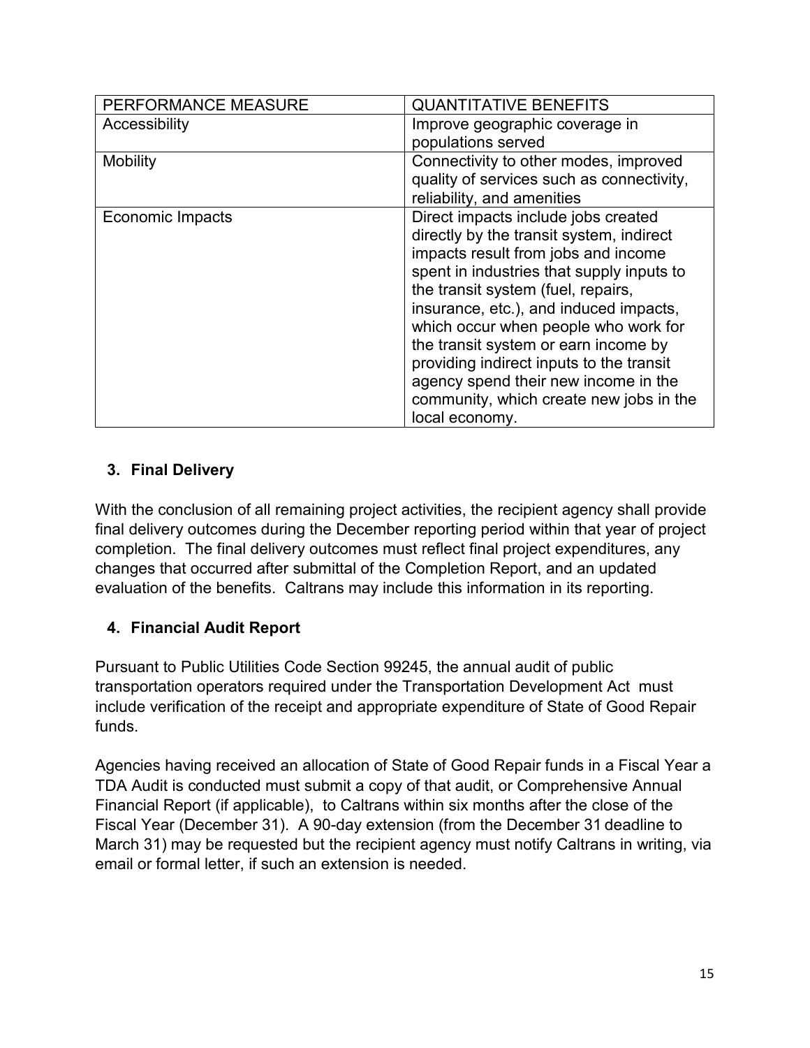| PERFORMANCE MEASURE | QUANTITATIVE BENEFITS |
| --- | --- |
| Accessibility | Improve geographic coverage in populations served |
| Mobility | Connectivity to other modes, improved quality of services such as connectivity, reliability, and amenities |
| Economic Impacts | Direct impacts include jobs created directly by the transit system, indirect impacts result from jobs and income spent in industries that supply inputs to the transit system (fuel, repairs, insurance, etc.), and induced impacts, which occur when people who work for the transit system or earn income by providing indirect inputs to the transit agency spend their new income in the community, which create new jobs in the local economy. |

### 3. Final Delivery

With the conclusion of all remaining project activities, the recipient agency shall provide final delivery outcomes during the December reporting period within that year of project completion. The final delivery outcomes must reflect final project expenditures, any changes that occurred after submittal of the Completion Report, and an updated evaluation of the benefits. Caltrans may include this information in its reporting.

### 4. Financial Audit Report

Pursuant to Public Utilities Code Section 99245, the annual audit of public transportation operators required under the Transportation Development Act must include verification of the receipt and appropriate expenditure of State of Good Repair funds.

Agencies having received an allocation of State of Good Repair funds in a Fiscal Year a TDA Audit is conducted must submit a copy of that audit, or Comprehensive Annual Financial Report (if applicable), to Caltrans within six months after the close of the Fiscal Year (December 31). A 90-day extension (from the December 31 deadline to March 31) may be requested but the recipient agency must notify Caltrans in writing, via email or formal letter, if such an extension is needed.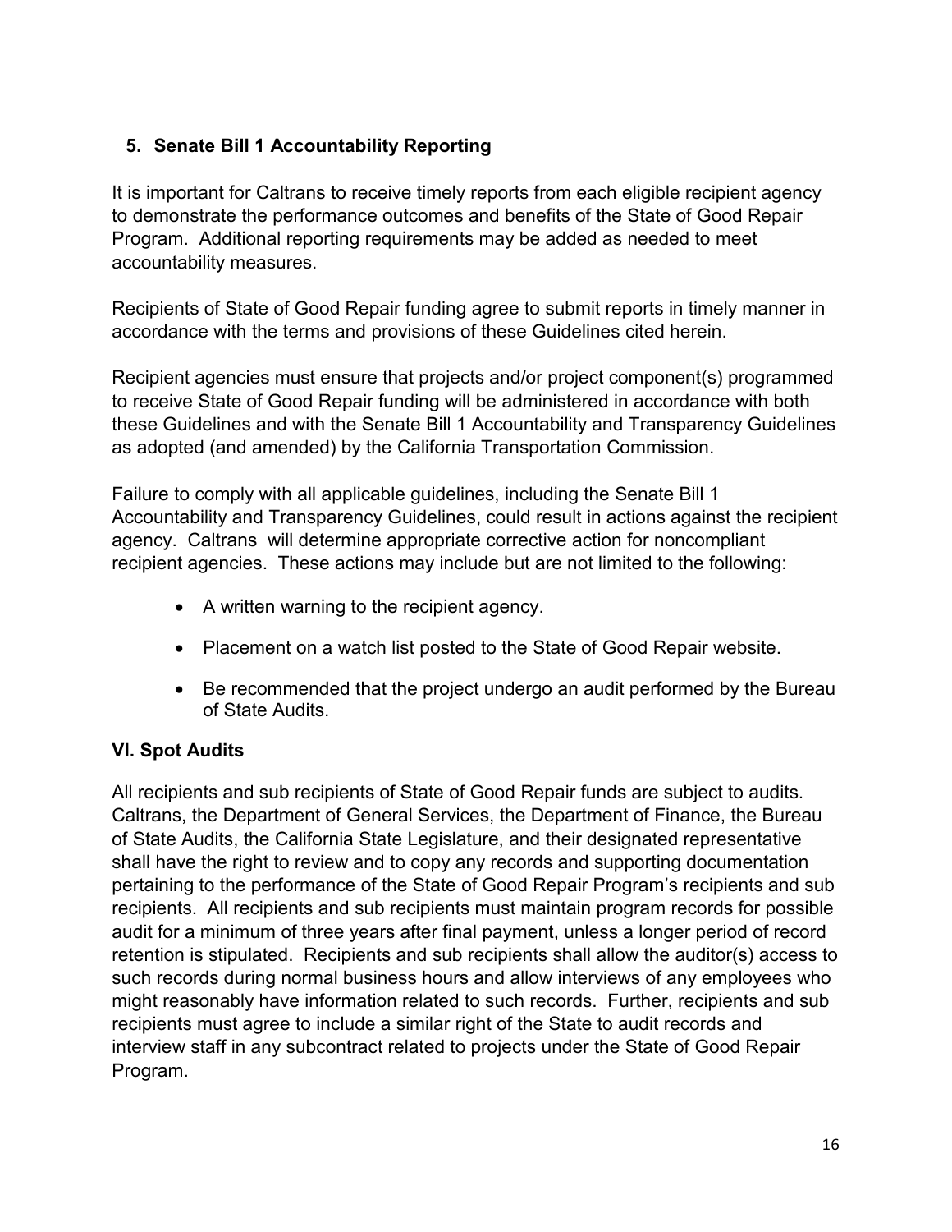### 5. Senate Bill 1 Accountability Reporting

It is important for Caltrans to receive timely reports from each eligible recipient agency to demonstrate the performance outcomes and benefits of the State of Good Repair Program. Additional reporting requirements may be added as needed to meet accountability measures.

Recipients of State of Good Repair funding agree to submit reports in timely manner in accordance with the terms and provisions of these Guidelines cited herein.

Recipient agencies must ensure that projects and/or project component(s) programmed to receive State of Good Repair funding will be administered in accordance with both these Guidelines and with the Senate Bill 1 Accountability and Transparency Guidelines as adopted (and amended) by the California Transportation Commission.

Failure to comply with all applicable guidelines, including the Senate Bill 1 Accountability and Transparency Guidelines, could result in actions against the recipient agency. Caltrans will determine appropriate corrective action for noncompliant recipient agencies. These actions may include but are not limited to the following:

- A written warning to the recipient agency.
- Placement on a watch list posted to the State of Good Repair website.
- Be recommended that the project undergo an audit performed by the Bureau of State Audits.

## VI. Spot Audits

All recipients and sub recipients of State of Good Repair funds are subject to audits. Caltrans, the Department of General Services, the Department of Finance, the Bureau of State Audits, the California State Legislature, and their designated representative shall have the right to review and to copy any records and supporting documentation pertaining to the performance of the State of Good Repair Program's recipients and sub recipients. All recipients and sub recipients must maintain program records for possible audit for a minimum of three years after final payment, unless a longer period of record retention is stipulated. Recipients and sub recipients shall allow the auditor(s) access to such records during normal business hours and allow interviews of any employees who might reasonably have information related to such records. Further, recipients and sub recipients must agree to include a similar right of the State to audit records and interview staff in any subcontract related to projects under the State of Good Repair Program.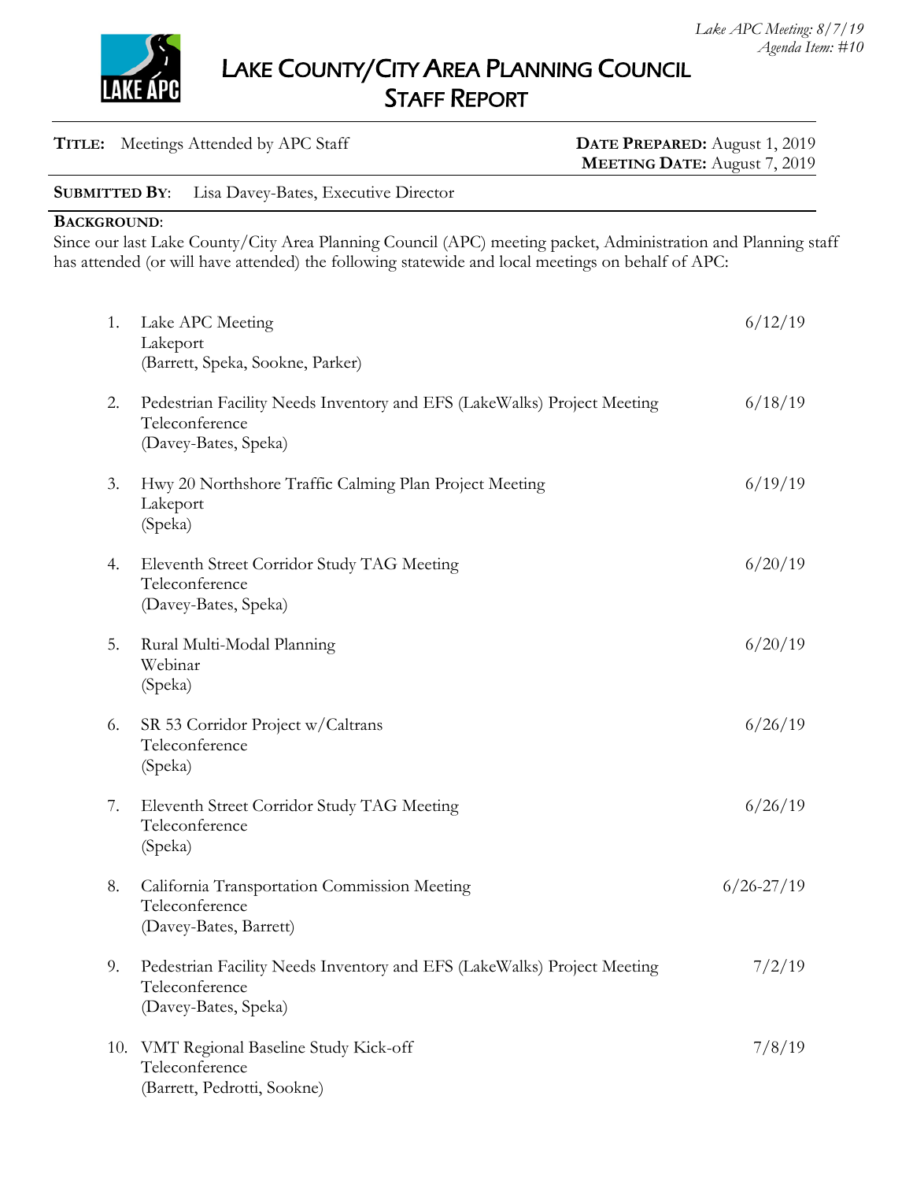*Lake APC Meeting: 8/7/19*
*Agenda Item: #10*

# LAKE COUNTY/CITY AREA PLANNING COUNCIL
## STAFF REPORT

**TITLE:** Meetings Attended by APC Staff

**DATE PREPARED:** August 1, 2019
**MEETING DATE:** August 7, 2019

**SUBMITTED BY:** Lisa Davey-Bates, Executive Director

**BACKGROUND:**
Since our last Lake County/City Area Planning Council (APC) meeting packet, Administration and Planning staff has attended (or will have attended) the following statewide and local meetings on behalf of APC:

1. Lake APC Meeting — 6/12/19
   Lakeport
   (Barrett, Speka, Sookne, Parker)

2. Pedestrian Facility Needs Inventory and EFS (LakeWalks) Project Meeting — 6/18/19
   Teleconference
   (Davey-Bates, Speka)

3. Hwy 20 Northshore Traffic Calming Plan Project Meeting — 6/19/19
   Lakeport
   (Speka)

4. Eleventh Street Corridor Study TAG Meeting — 6/20/19
   Teleconference
   (Davey-Bates, Speka)

5. Rural Multi-Modal Planning — 6/20/19
   Webinar
   (Speka)

6. SR 53 Corridor Project w/Caltrans — 6/26/19
   Teleconference
   (Speka)

7. Eleventh Street Corridor Study TAG Meeting — 6/26/19
   Teleconference
   (Speka)

8. California Transportation Commission Meeting — 6/26-27/19
   Teleconference
   (Davey-Bates, Barrett)

9. Pedestrian Facility Needs Inventory and EFS (LakeWalks) Project Meeting — 7/2/19
   Teleconference
   (Davey-Bates, Speka)

10. VMT Regional Baseline Study Kick-off — 7/8/19
    Teleconference
    (Barrett, Pedrotti, Sookne)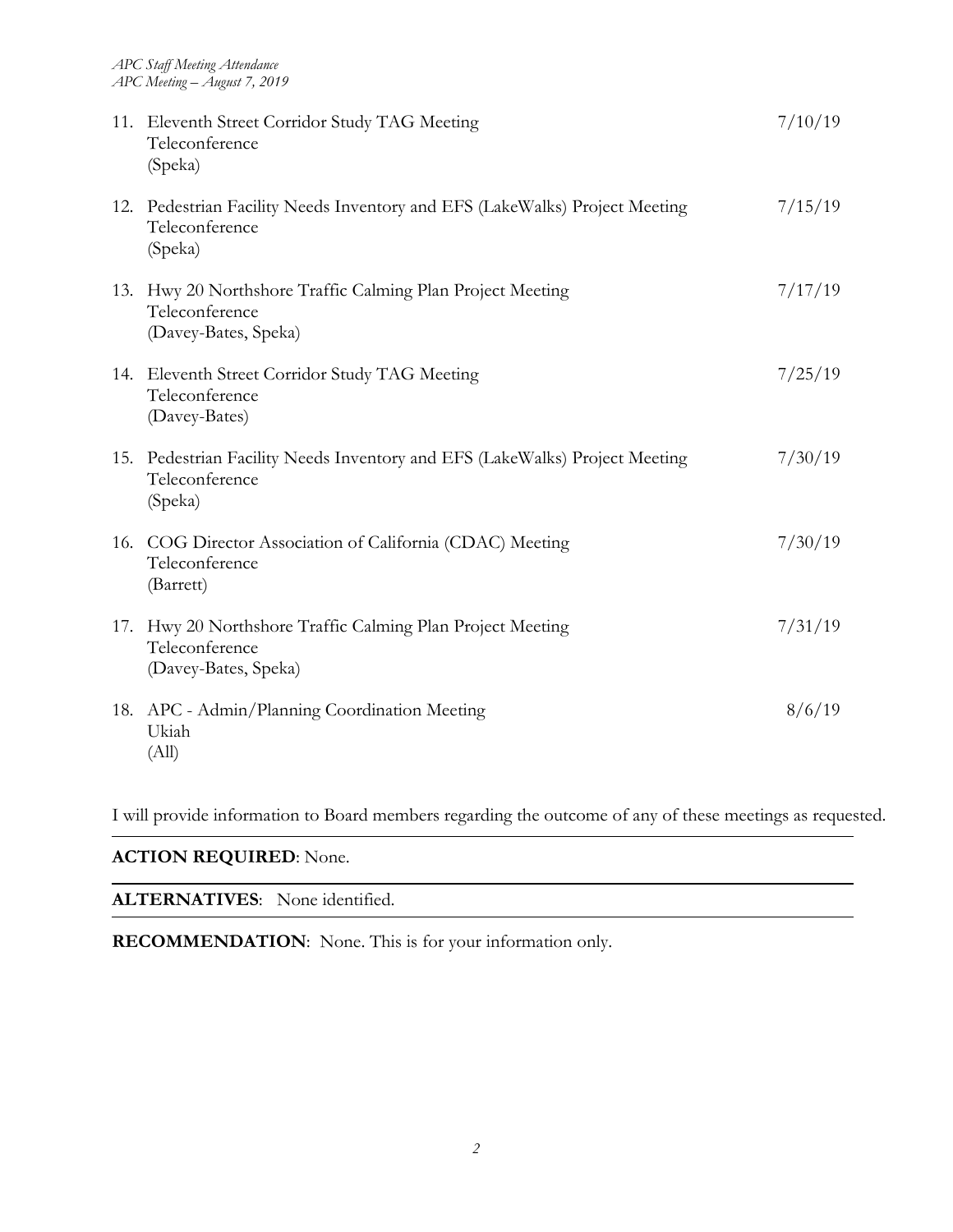11. Eleventh Street Corridor Study TAG Meeting 7/10/19
    Teleconference
    (Speka)

12. Pedestrian Facility Needs Inventory and EFS (LakeWalks) Project Meeting 7/15/19
    Teleconference
    (Speka)

13. Hwy 20 Northshore Traffic Calming Plan Project Meeting 7/17/19
    Teleconference
    (Davey-Bates, Speka)

14. Eleventh Street Corridor Study TAG Meeting 7/25/19
    Teleconference
    (Davey-Bates)

15. Pedestrian Facility Needs Inventory and EFS (LakeWalks) Project Meeting 7/30/19
    Teleconference
    (Speka)

16. COG Director Association of California (CDAC) Meeting 7/30/19
    Teleconference
    (Barrett)

17. Hwy 20 Northshore Traffic Calming Plan Project Meeting 7/31/19
    Teleconference
    (Davey-Bates, Speka)

18. APC - Admin/Planning Coordination Meeting 8/6/19
    Ukiah
    (All)

I will provide information to Board members regarding the outcome of any of these meetings as requested.

---

**ACTION REQUIRED**: None.

---

**ALTERNATIVES**: None identified.

---

**RECOMMENDATION**: None. This is for your information only.